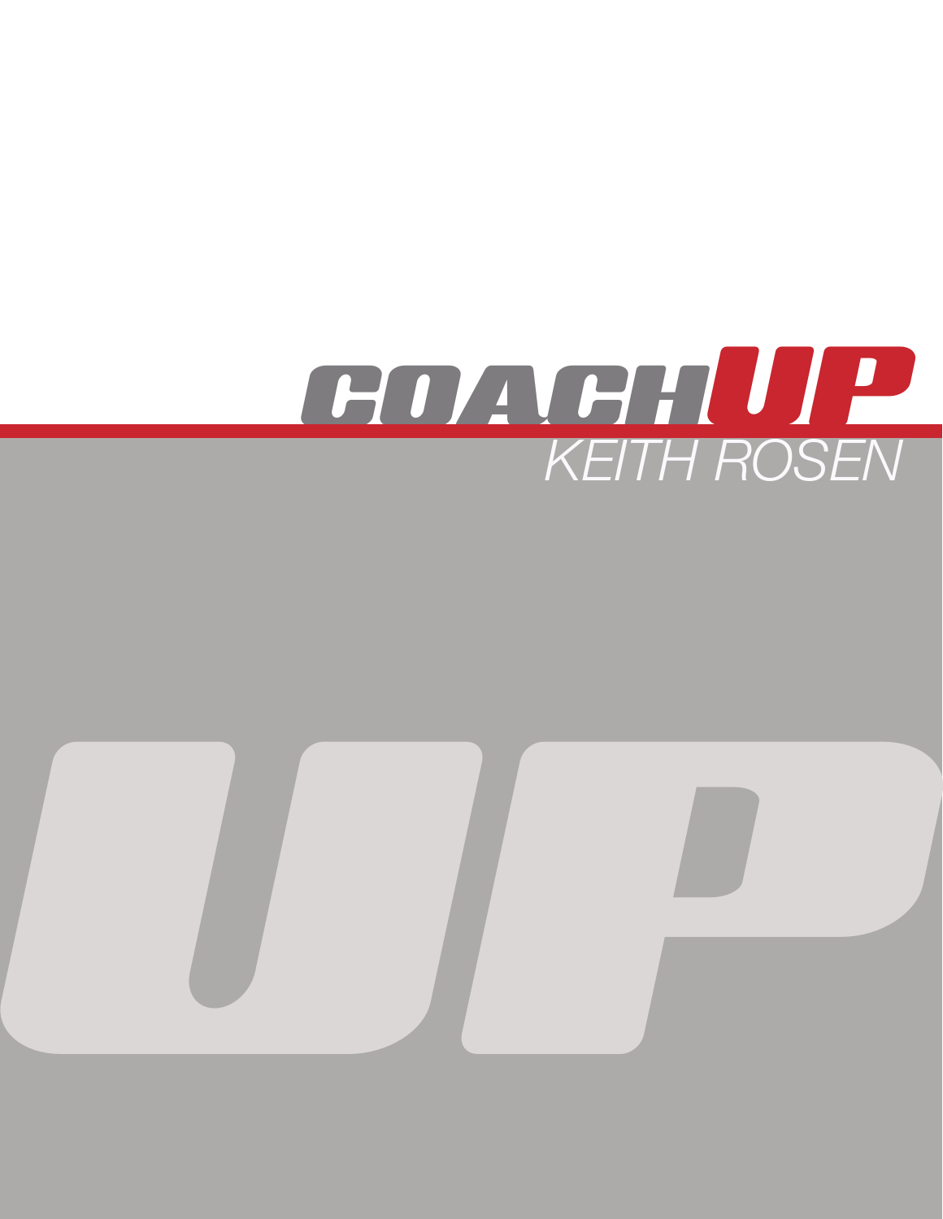# COACHUP

KEITH ROSEN

UP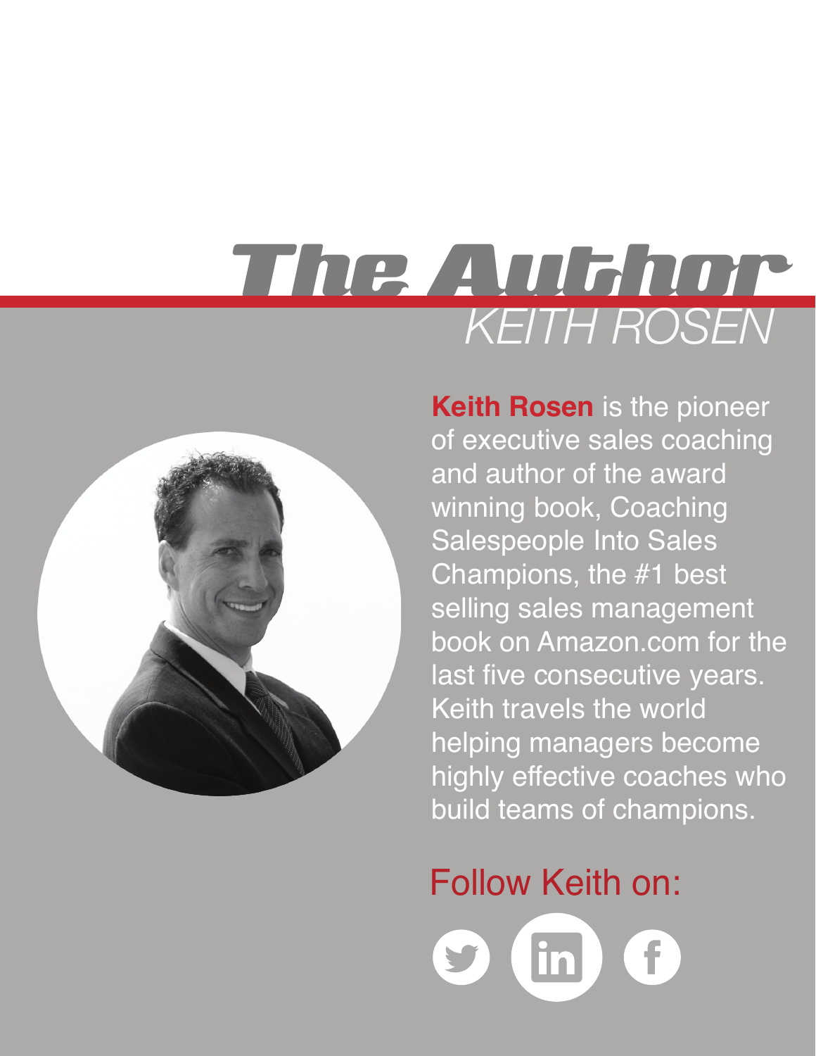# The Author

## KEITH ROSEN

**Keith Rosen** is the pioneer of executive sales coaching and author of the award winning book, Coaching Salespeople Into Sales Champions, the #1 best selling sales management book on Amazon.com for the last five consecutive years. Keith travels the world helping managers become highly effective coaches who build teams of champions.

Follow Keith on: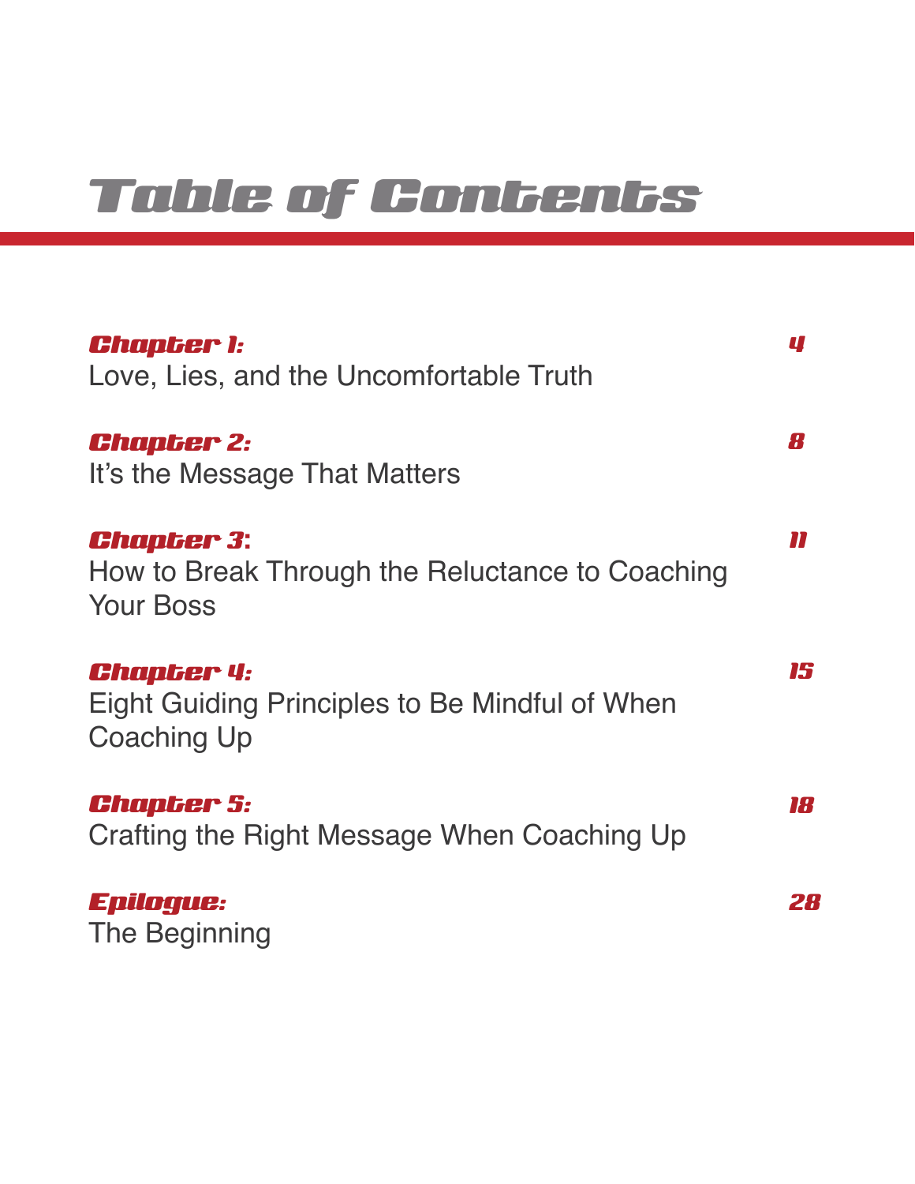# Table of Contents

| | |
|---|---|
| ***Chapter 1:*** Love, Lies, and the Uncomfortable Truth | 4 |
| ***Chapter 2:*** It's the Message That Matters | 8 |
| ***Chapter 3:*** How to Break Through the Reluctance to Coaching Your Boss | 11 |
| ***Chapter 4:*** Eight Guiding Principles to Be Mindful of When Coaching Up | 15 |
| ***Chapter 5:*** Crafting the Right Message When Coaching Up | 18 |
| ***Epilogue:*** The Beginning | 28 |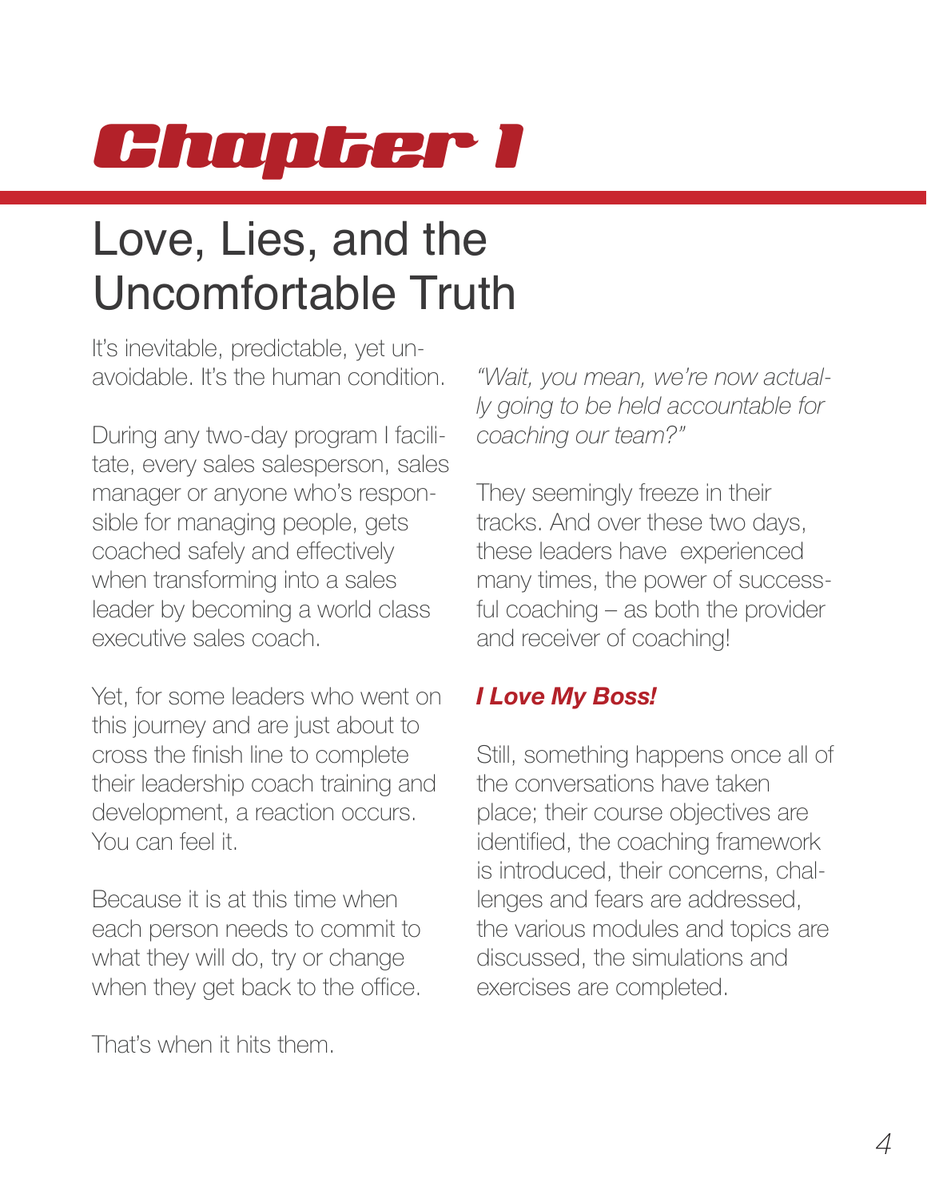# Chapter 1

## Love, Lies, and the Uncomfortable Truth

It's inevitable, predictable, yet unavoidable. It's the human condition.

During any two-day program I facilitate, every sales salesperson, sales manager or anyone who's responsible for managing people, gets coached safely and effectively when transforming into a sales leader by becoming a world class executive sales coach.

Yet, for some leaders who went on this journey and are just about to cross the finish line to complete their leadership coach training and development, a reaction occurs. You can feel it.

Because it is at this time when each person needs to commit to what they will do, try or change when they get back to the office.

That's when it hits them.

*"Wait, you mean, we're now actually going to be held accountable for coaching our team?"*

They seemingly freeze in their tracks. And over these two days, these leaders have experienced many times, the power of successful coaching – as both the provider and receiver of coaching!

### ***I Love My Boss!***

Still, something happens once all of the conversations have taken place; their course objectives are identified, the coaching framework is introduced, their concerns, challenges and fears are addressed, the various modules and topics are discussed, the simulations and exercises are completed.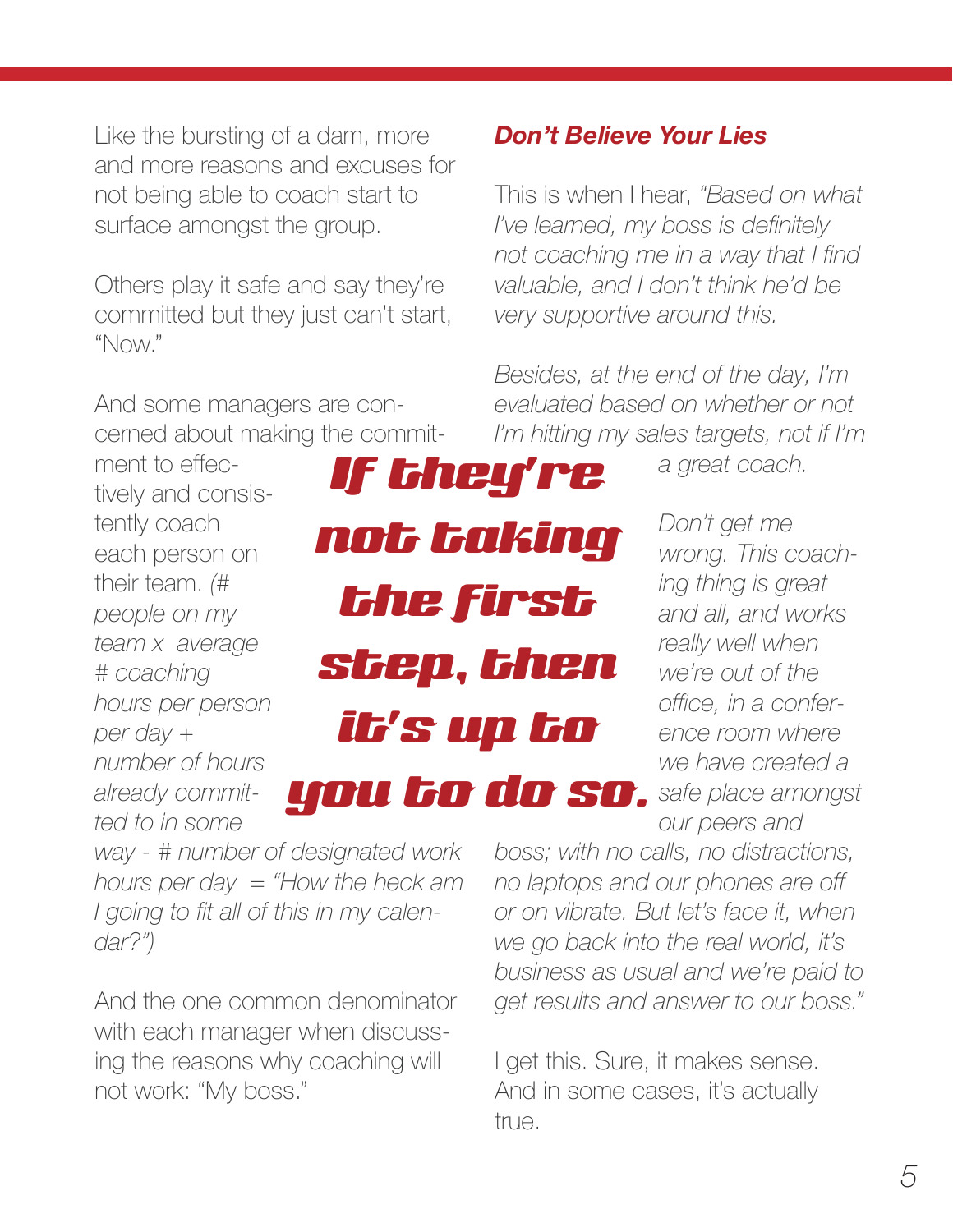Like the bursting of a dam, more and more reasons and excuses for not being able to coach start to surface amongst the group.

Others play it safe and say they're committed but they just can't start, "Now."

And some managers are concerned about making the commitment to effectively and consistently coach each person on their team. *(# people on my team x average # coaching hours per person per day + number of hours already committed to in some way - # number of designated work hours per day = "How the heck am I going to fit all of this in my calendar?")*

And the one common denominator with each manager when discussing the reasons why coaching will not work: "My boss."

**If they're not taking the first step, then it's up to you to do so.**

### *Don't Believe Your Lies*

This is when I hear, *"Based on what I've learned, my boss is definitely not coaching me in a way that I find valuable, and I don't think he'd be very supportive around this.*

*Besides, at the end of the day, I'm evaluated based on whether or not I'm hitting my sales targets, not if I'm a great coach.*

*Don't get me wrong. This coaching thing is great and all, and works really well when we're out of the office, in a conference room where we have created a safe place amongst our peers and boss; with no calls, no distractions, no laptops and our phones are off or on vibrate. But let's face it, when we go back into the real world, it's business as usual and we're paid to get results and answer to our boss."*

I get this. Sure, it makes sense. And in some cases, it's actually true.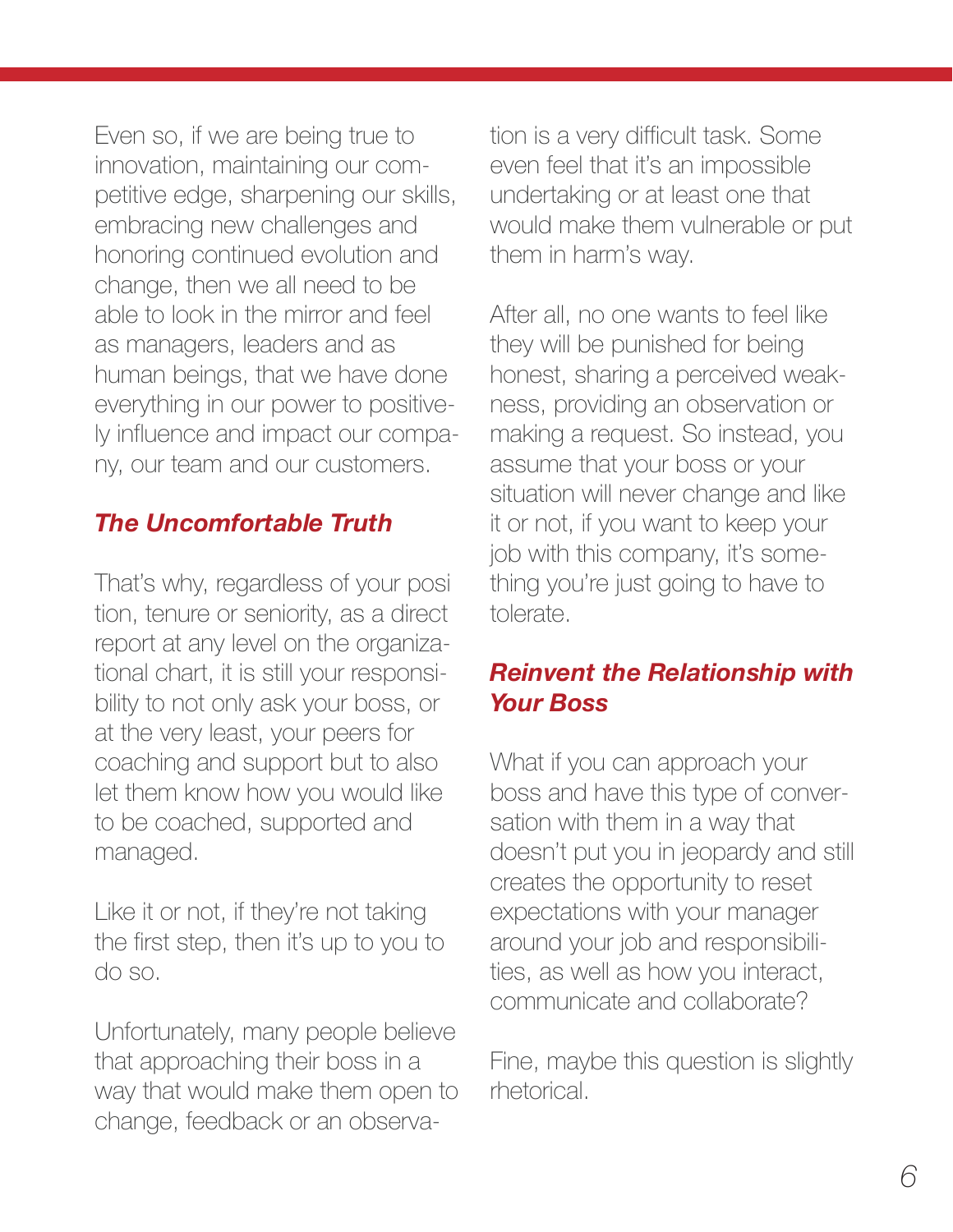Even so, if we are being true to innovation, maintaining our competitive edge, sharpening our skills, embracing new challenges and honoring continued evolution and change, then we all need to be able to look in the mirror and feel as managers, leaders and as human beings, that we have done everything in our power to positively influence and impact our company, our team and our customers.

### *The Uncomfortable Truth*

That's why, regardless of your position, tenure or seniority, as a direct report at any level on the organizational chart, it is still your responsibility to not only ask your boss, or at the very least, your peers for coaching and support but to also let them know how you would like to be coached, supported and managed.

Like it or not, if they're not taking the first step, then it's up to you to do so.

Unfortunately, many people believe that approaching their boss in a way that would make them open to change, feedback or an observation is a very difficult task. Some even feel that it's an impossible undertaking or at least one that would make them vulnerable or put them in harm's way.

After all, no one wants to feel like they will be punished for being honest, sharing a perceived weakness, providing an observation or making a request. So instead, you assume that your boss or your situation will never change and like it or not, if you want to keep your job with this company, it's something you're just going to have to tolerate.

### *Reinvent the Relationship with Your Boss*

What if you can approach your boss and have this type of conversation with them in a way that doesn't put you in jeopardy and still creates the opportunity to reset expectations with your manager around your job and responsibilities, as well as how you interact, communicate and collaborate?

Fine, maybe this question is slightly rhetorical.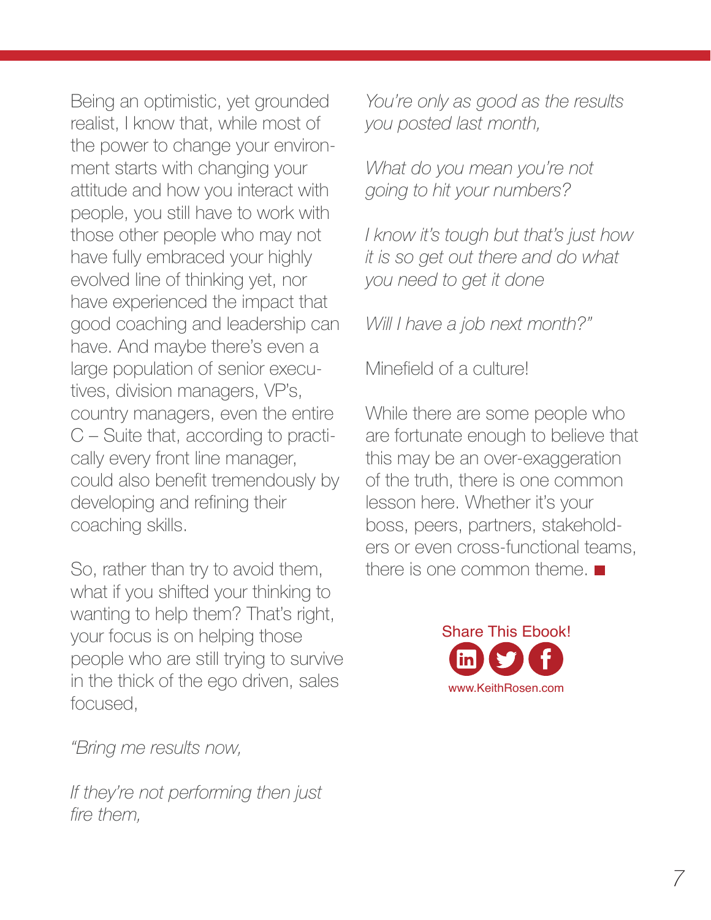Being an optimistic, yet grounded realist, I know that, while most of the power to change your environment starts with changing your attitude and how you interact with people, you still have to work with those other people who may not have fully embraced your highly evolved line of thinking yet, nor have experienced the impact that good coaching and leadership can have. And maybe there's even a large population of senior executives, division managers, VP's, country managers, even the entire C – Suite that, according to practically every front line manager, could also benefit tremendously by developing and refining their coaching skills.

So, rather than try to avoid them, what if you shifted your thinking to wanting to help them? That's right, your focus is on helping those people who are still trying to survive in the thick of the ego driven, sales focused,

*"Bring me results now,*

*If they're not performing then just fire them,*

*You're only as good as the results you posted last month,*

*What do you mean you're not going to hit your numbers?*

*I know it's tough but that's just how it is so get out there and do what you need to get it done*

*Will I have a job next month?"*

Minefield of a culture!

While there are some people who are fortunate enough to believe that this may be an over-exaggeration of the truth, there is one common lesson here. Whether it's your boss, peers, partners, stakeholders or even cross-functional teams, there is one common theme. ■

Share This Ebook!

www.KeithRosen.com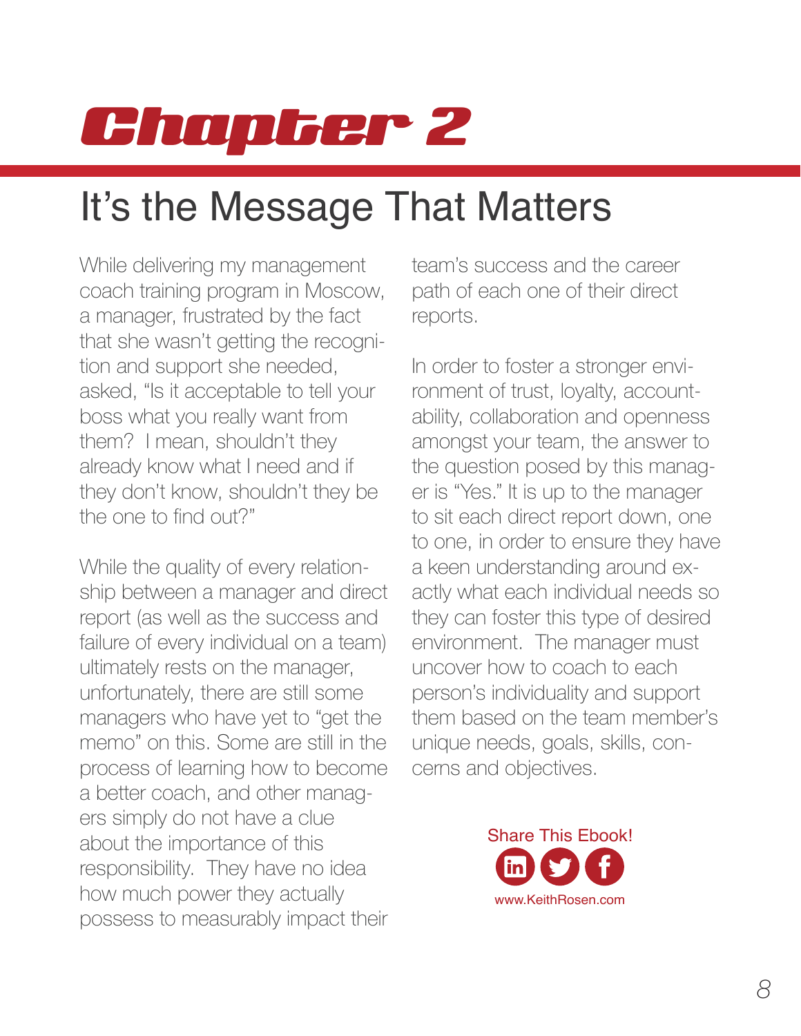# Chapter 2

## It's the Message That Matters

While delivering my management coach training program in Moscow, a manager, frustrated by the fact that she wasn't getting the recognition and support she needed, asked, "Is it acceptable to tell your boss what you really want from them? I mean, shouldn't they already know what I need and if they don't know, shouldn't they be the one to find out?"

While the quality of every relationship between a manager and direct report (as well as the success and failure of every individual on a team) ultimately rests on the manager, unfortunately, there are still some managers who have yet to "get the memo" on this. Some are still in the process of learning how to become a better coach, and other managers simply do not have a clue about the importance of this responsibility. They have no idea how much power they actually possess to measurably impact their team's success and the career path of each one of their direct reports.

In order to foster a stronger environment of trust, loyalty, accountability, collaboration and openness amongst your team, the answer to the question posed by this manager is "Yes." It is up to the manager to sit each direct report down, one to one, in order to ensure they have a keen understanding around exactly what each individual needs so they can foster this type of desired environment. The manager must uncover how to coach to each person's individuality and support them based on the team member's unique needs, goals, skills, concerns and objectives.

Share This Ebook!

www.KeithRosen.com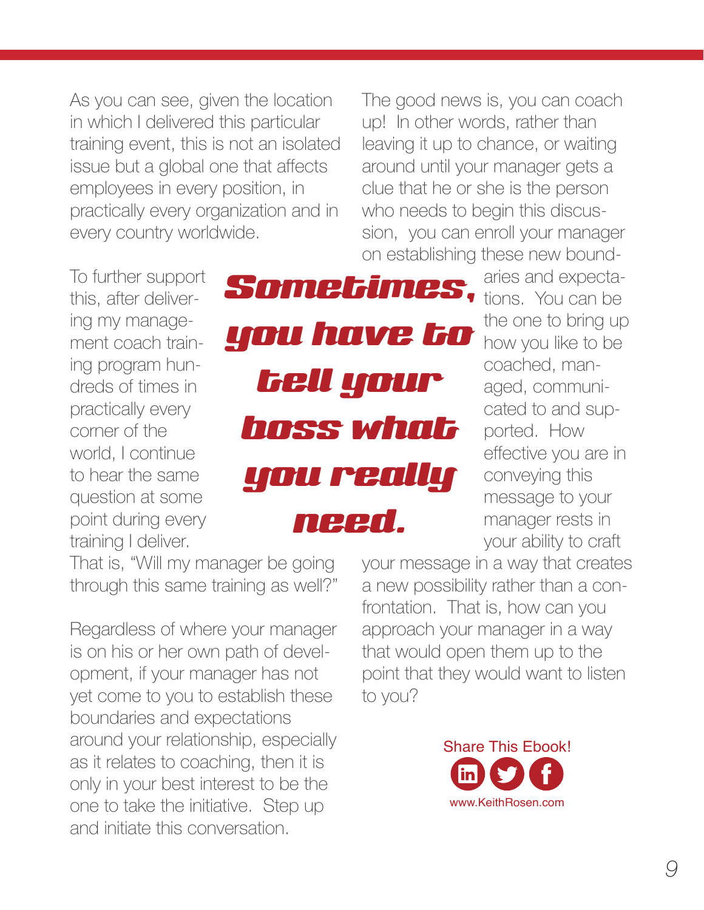As you can see, given the location in which I delivered this particular training event, this is not an isolated issue but a global one that affects employees in every position, in practically every organization and in every country worldwide.

To further support this, after delivering my management coach training program hundreds of times in practically every corner of the world, I continue to hear the same question at some point during every training I deliver. That is, "Will my manager be going through this same training as well?"

Regardless of where your manager is on his or her own path of development, if your manager has not yet come to you to establish these boundaries and expectations around your relationship, especially as it relates to coaching, then it is only in your best interest to be the one to take the initiative. Step up and initiate this conversation.

***Sometimes, you have to tell your boss what you really need.***

The good news is, you can coach up! In other words, rather than leaving it up to chance, or waiting around until your manager gets a clue that he or she is the person who needs to begin this discussion, you can enroll your manager on establishing these new boundaries and expectations. You can be the one to bring up how you like to be coached, managed, communicated to and supported. How effective you are in conveying this message to your manager rests in your ability to craft your message in a way that creates a new possibility rather than a confrontation. That is, how can you approach your manager in a way that would open them up to the point that they would want to listen to you?

Share This Ebook!

www.KeithRosen.com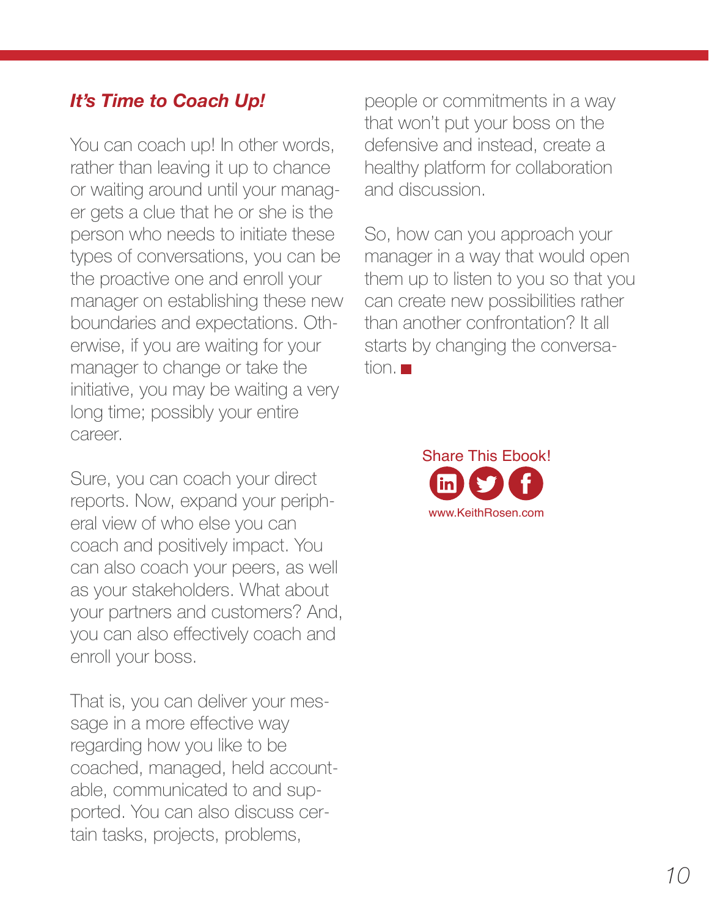## *It's Time to Coach Up!*

You can coach up! In other words, rather than leaving it up to chance or waiting around until your manager gets a clue that he or she is the person who needs to initiate these types of conversations, you can be the proactive one and enroll your manager on establishing these new boundaries and expectations. Otherwise, if you are waiting for your manager to change or take the initiative, you may be waiting a very long time; possibly your entire career.

Sure, you can coach your direct reports. Now, expand your peripheral view of who else you can coach and positively impact. You can also coach your peers, as well as your stakeholders. What about your partners and customers? And, you can also effectively coach and enroll your boss.

That is, you can deliver your message in a more effective way regarding how you like to be coached, managed, held accountable, communicated to and supported. You can also discuss certain tasks, projects, problems, people or commitments in a way that won't put your boss on the defensive and instead, create a healthy platform for collaboration and discussion.

So, how can you approach your manager in a way that would open them up to listen to you so that you can create new possibilities rather than another confrontation? It all starts by changing the conversation. ■

Share This Ebook!

www.KeithRosen.com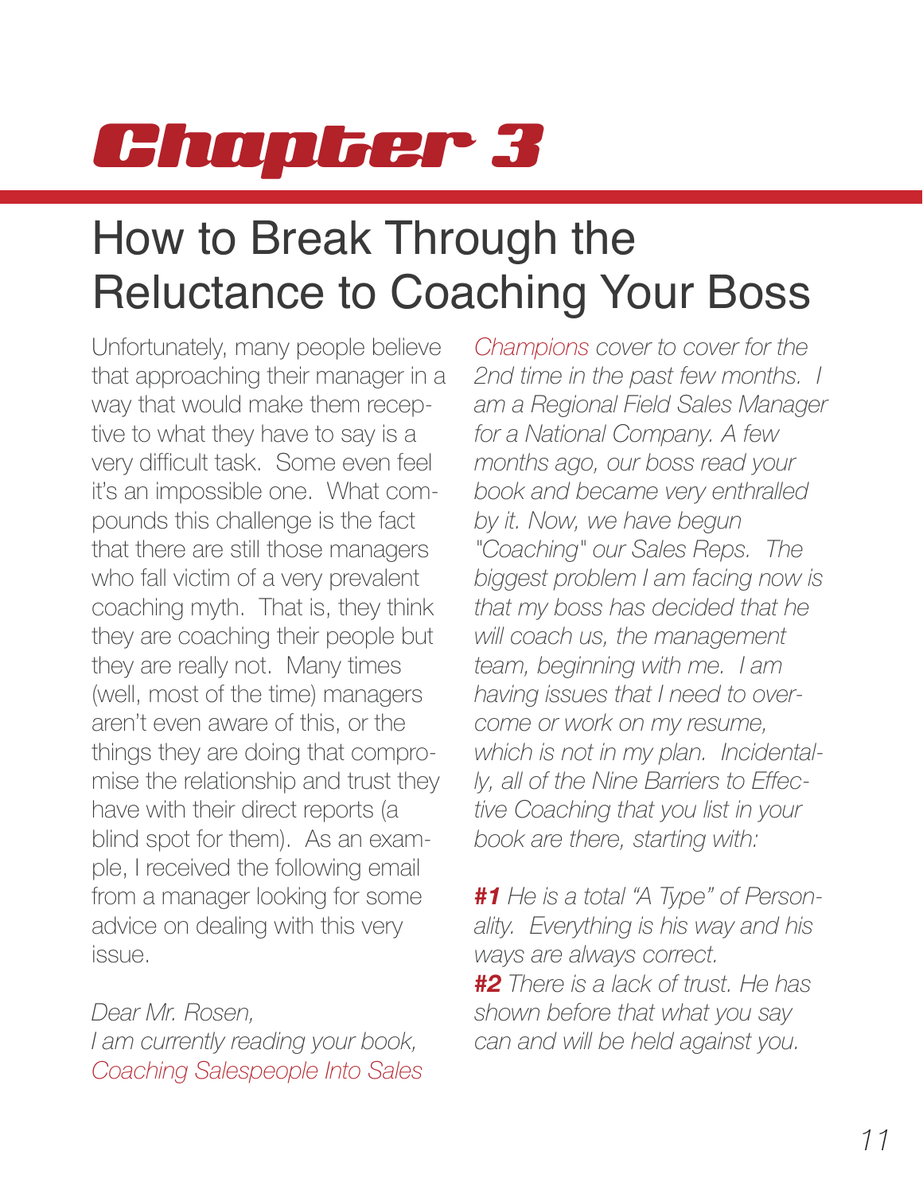# Chapter 3

## How to Break Through the Reluctance to Coaching Your Boss

Unfortunately, many people believe that approaching their manager in a way that would make them receptive to what they have to say is a very difficult task. Some even feel it's an impossible one. What compounds this challenge is the fact that there are still those managers who fall victim of a very prevalent coaching myth. That is, they think they are coaching their people but they are really not. Many times (well, most of the time) managers aren't even aware of this, or the things they are doing that compromise the relationship and trust they have with their direct reports (a blind spot for them). As an example, I received the following email from a manager looking for some advice on dealing with this very issue.

*Dear Mr. Rosen,*
*I am currently reading your book, Coaching Salespeople Into Sales Champions cover to cover for the 2nd time in the past few months. I am a Regional Field Sales Manager for a National Company. A few months ago, our boss read your book and became very enthralled by it. Now, we have begun "Coaching" our Sales Reps. The biggest problem I am facing now is that my boss has decided that he will coach us, the management team, beginning with me. I am having issues that I need to overcome or work on my resume, which is not in my plan. Incidentally, all of the Nine Barriers to Effective Coaching that you list in your book are there, starting with:*

***#1** He is a total "A Type" of Personality. Everything is his way and his ways are always correct.*
***#2** There is a lack of trust. He has shown before that what you say can and will be held against you.*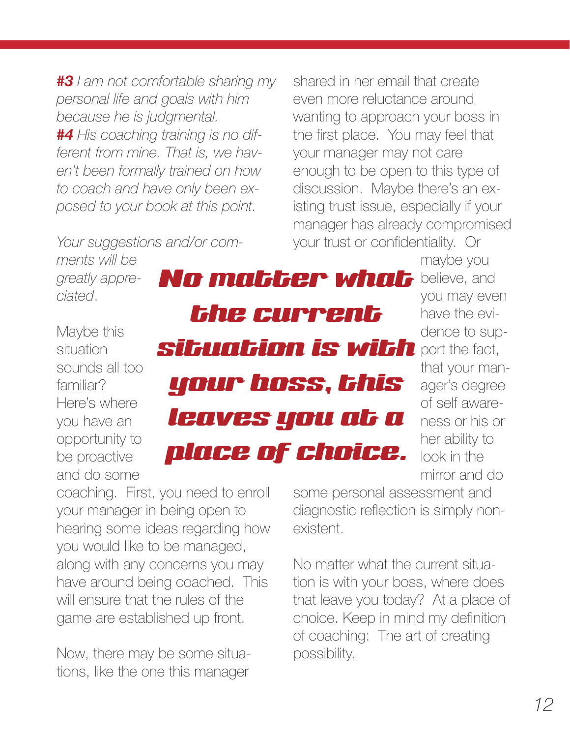***#3** I am not comfortable sharing my personal life and goals with him because he is judgmental.*

***#4** His coaching training is no different from mine. That is, we haven't been formally trained on how to coach and have only been exposed to your book at this point.*

*Your suggestions and/or comments will be greatly appreciated.*

Maybe this situation sounds all too familiar? Here's where you have an opportunity to be proactive and do some coaching. First, you need to enroll your manager in being open to hearing some ideas regarding how you would like to be managed, along with any concerns you may have around being coached. This will ensure that the rules of the game are established up front.

> ***No matter what the current situation is with your boss, this leaves you at a place of choice.***

Now, there may be some situations, like the one this manager shared in her email that create even more reluctance around wanting to approach your boss in the first place. You may feel that your manager may not care enough to be open to this type of discussion. Maybe there's an existing trust issue, especially if your manager has already compromised your trust or confidentiality. Or maybe you believe, and you may even have the evidence to support the fact, that your manager's degree of self awareness or his or her ability to look in the mirror and do some personal assessment and diagnostic reflection is simply nonexistent.

No matter what the current situation is with your boss, where does that leave you today? At a place of choice. Keep in mind my definition of coaching: The art of creating possibility.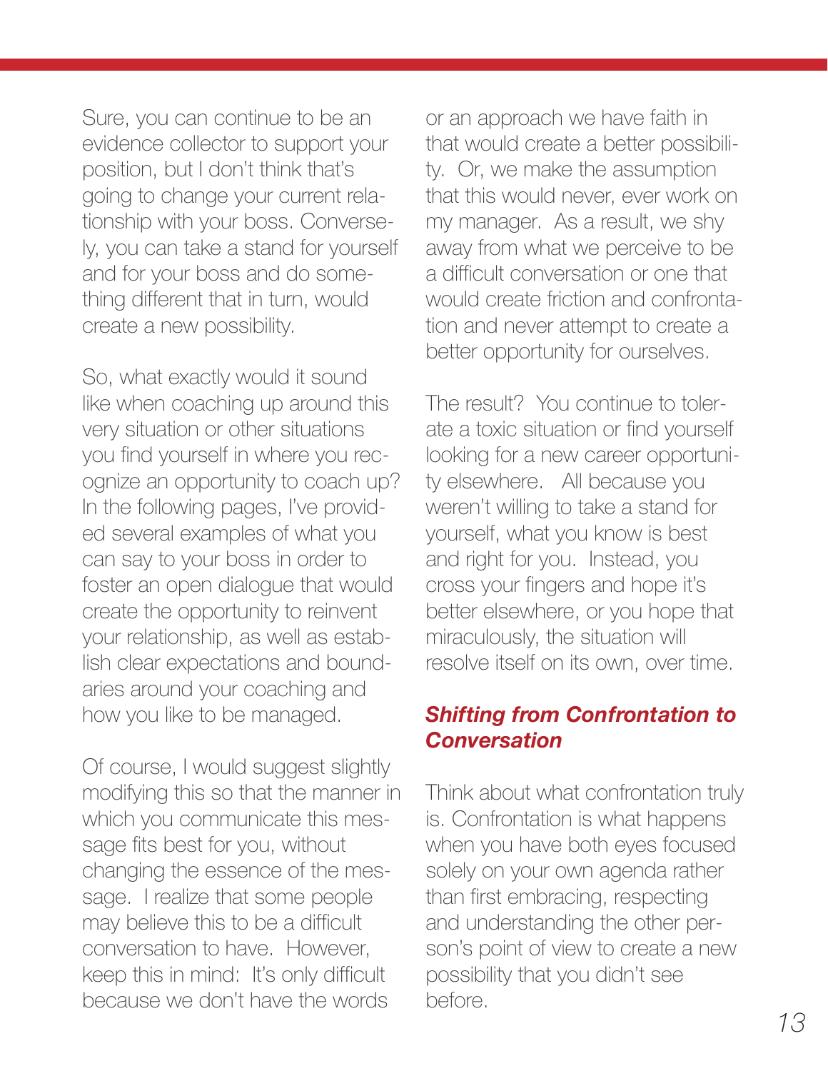Sure, you can continue to be an evidence collector to support your position, but I don't think that's going to change your current relationship with your boss. Conversely, you can take a stand for yourself and for your boss and do something different that in turn, would create a new possibility.

So, what exactly would it sound like when coaching up around this very situation or other situations you find yourself in where you recognize an opportunity to coach up? In the following pages, I've provided several examples of what you can say to your boss in order to foster an open dialogue that would create the opportunity to reinvent your relationship, as well as establish clear expectations and boundaries around your coaching and how you like to be managed.

Of course, I would suggest slightly modifying this so that the manner in which you communicate this message fits best for you, without changing the essence of the message. I realize that some people may believe this to be a difficult conversation to have. However, keep this in mind: It's only difficult because we don't have the words or an approach we have faith in that would create a better possibility. Or, we make the assumption that this would never, ever work on my manager. As a result, we shy away from what we perceive to be a difficult conversation or one that would create friction and confrontation and never attempt to create a better opportunity for ourselves.

The result? You continue to tolerate a toxic situation or find yourself looking for a new career opportunity elsewhere. All because you weren't willing to take a stand for yourself, what you know is best and right for you. Instead, you cross your fingers and hope it's better elsewhere, or you hope that miraculously, the situation will resolve itself on its own, over time.

### ***Shifting from Confrontation to Conversation***

Think about what confrontation truly is. Confrontation is what happens when you have both eyes focused solely on your own agenda rather than first embracing, respecting and understanding the other person's point of view to create a new possibility that you didn't see before.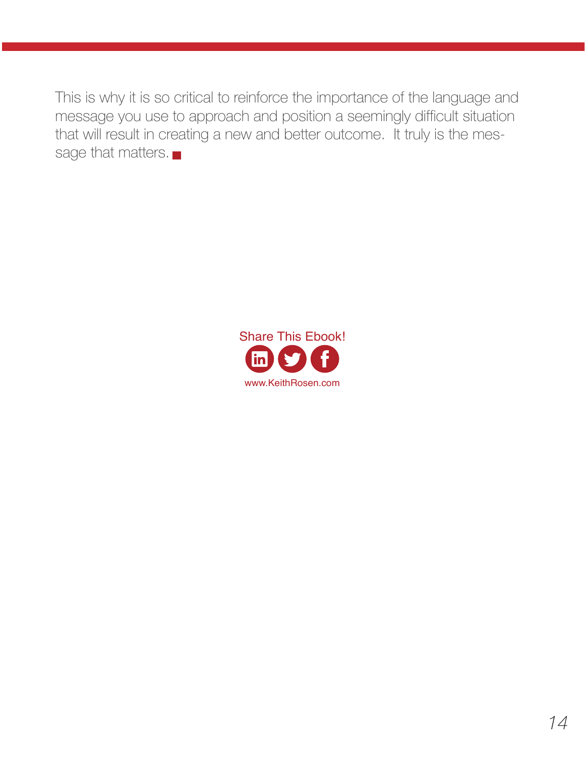This is why it is so critical to reinforce the importance of the language and message you use to approach and position a seemingly difficult situation that will result in creating a new and better outcome. It truly is the message that matters. ■

Share This Ebook!

www.KeithRosen.com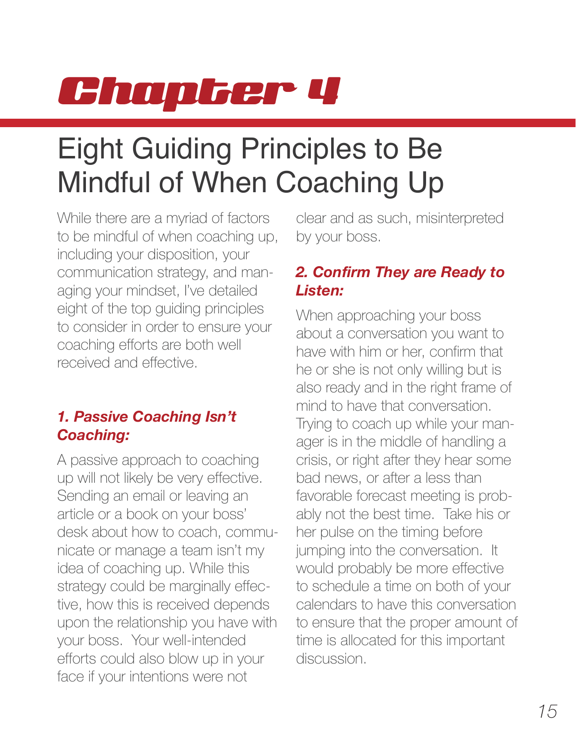# Chapter 4

## Eight Guiding Principles to Be Mindful of When Coaching Up

While there are a myriad of factors to be mindful of when coaching up, including your disposition, your communication strategy, and managing your mindset, I've detailed eight of the top guiding principles to consider in order to ensure your coaching efforts are both well received and effective.

### *1. Passive Coaching Isn't Coaching:*

A passive approach to coaching up will not likely be very effective. Sending an email or leaving an article or a book on your boss' desk about how to coach, communicate or manage a team isn't my idea of coaching up. While this strategy could be marginally effective, how this is received depends upon the relationship you have with your boss. Your well-intended efforts could also blow up in your face if your intentions were not clear and as such, misinterpreted by your boss.

### *2. Confirm They are Ready to Listen:*

When approaching your boss about a conversation you want to have with him or her, confirm that he or she is not only willing but is also ready and in the right frame of mind to have that conversation. Trying to coach up while your manager is in the middle of handling a crisis, or right after they hear some bad news, or after a less than favorable forecast meeting is probably not the best time. Take his or her pulse on the timing before jumping into the conversation. It would probably be more effective to schedule a time on both of your calendars to have this conversation to ensure that the proper amount of time is allocated for this important discussion.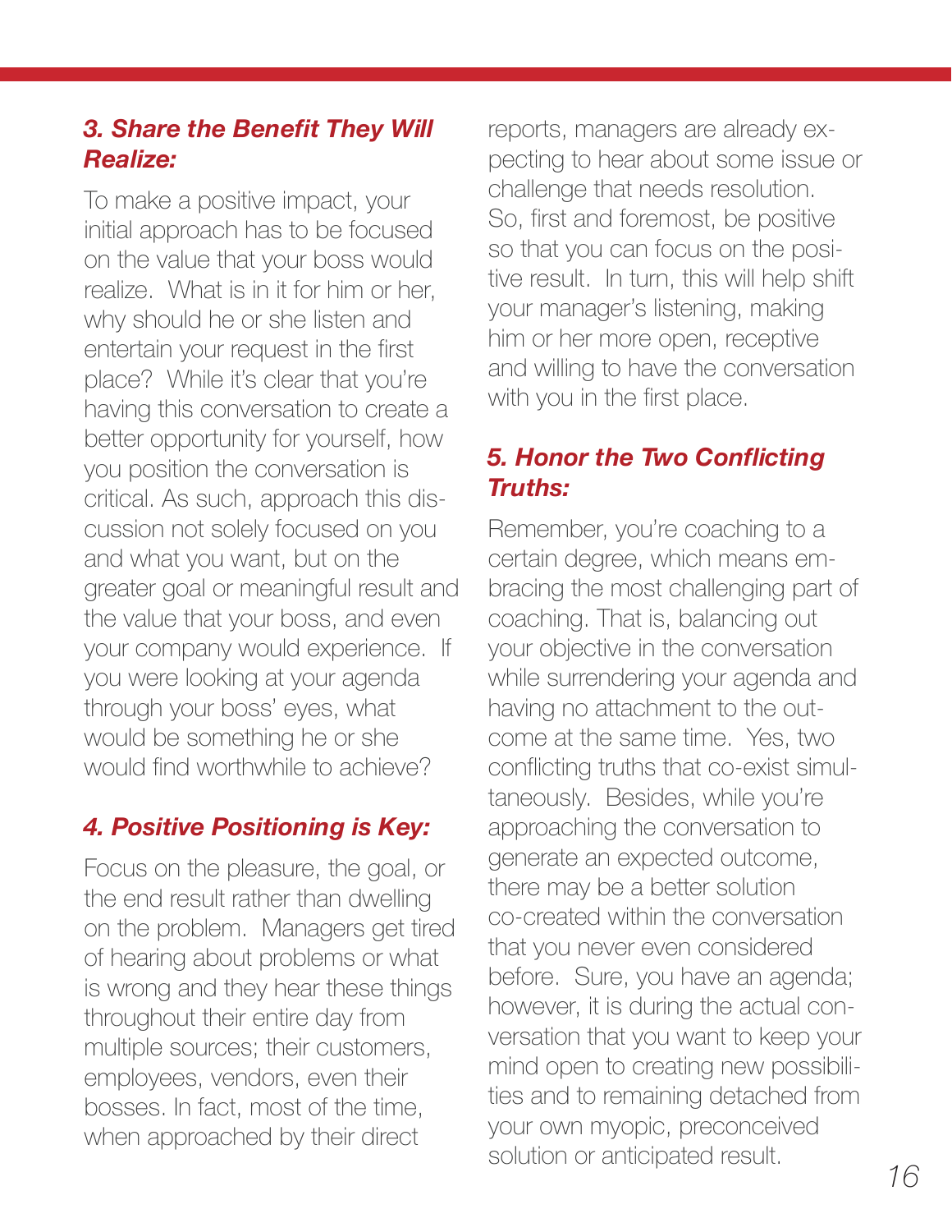### *3. Share the Benefit They Will Realize:*

To make a positive impact, your initial approach has to be focused on the value that your boss would realize. What is in it for him or her, why should he or she listen and entertain your request in the first place? While it's clear that you're having this conversation to create a better opportunity for yourself, how you position the conversation is critical. As such, approach this discussion not solely focused on you and what you want, but on the greater goal or meaningful result and the value that your boss, and even your company would experience. If you were looking at your agenda through your boss' eyes, what would be something he or she would find worthwhile to achieve?

### *4. Positive Positioning is Key:*

Focus on the pleasure, the goal, or the end result rather than dwelling on the problem. Managers get tired of hearing about problems or what is wrong and they hear these things throughout their entire day from multiple sources; their customers, employees, vendors, even their bosses. In fact, most of the time, when approached by their direct reports, managers are already expecting to hear about some issue or challenge that needs resolution. So, first and foremost, be positive so that you can focus on the positive result. In turn, this will help shift your manager's listening, making him or her more open, receptive and willing to have the conversation with you in the first place.

### *5. Honor the Two Conflicting Truths:*

Remember, you're coaching to a certain degree, which means embracing the most challenging part of coaching. That is, balancing out your objective in the conversation while surrendering your agenda and having no attachment to the outcome at the same time. Yes, two conflicting truths that co-exist simultaneously. Besides, while you're approaching the conversation to generate an expected outcome, there may be a better solution co-created within the conversation that you never even considered before. Sure, you have an agenda; however, it is during the actual conversation that you want to keep your mind open to creating new possibilities and to remaining detached from your own myopic, preconceived solution or anticipated result.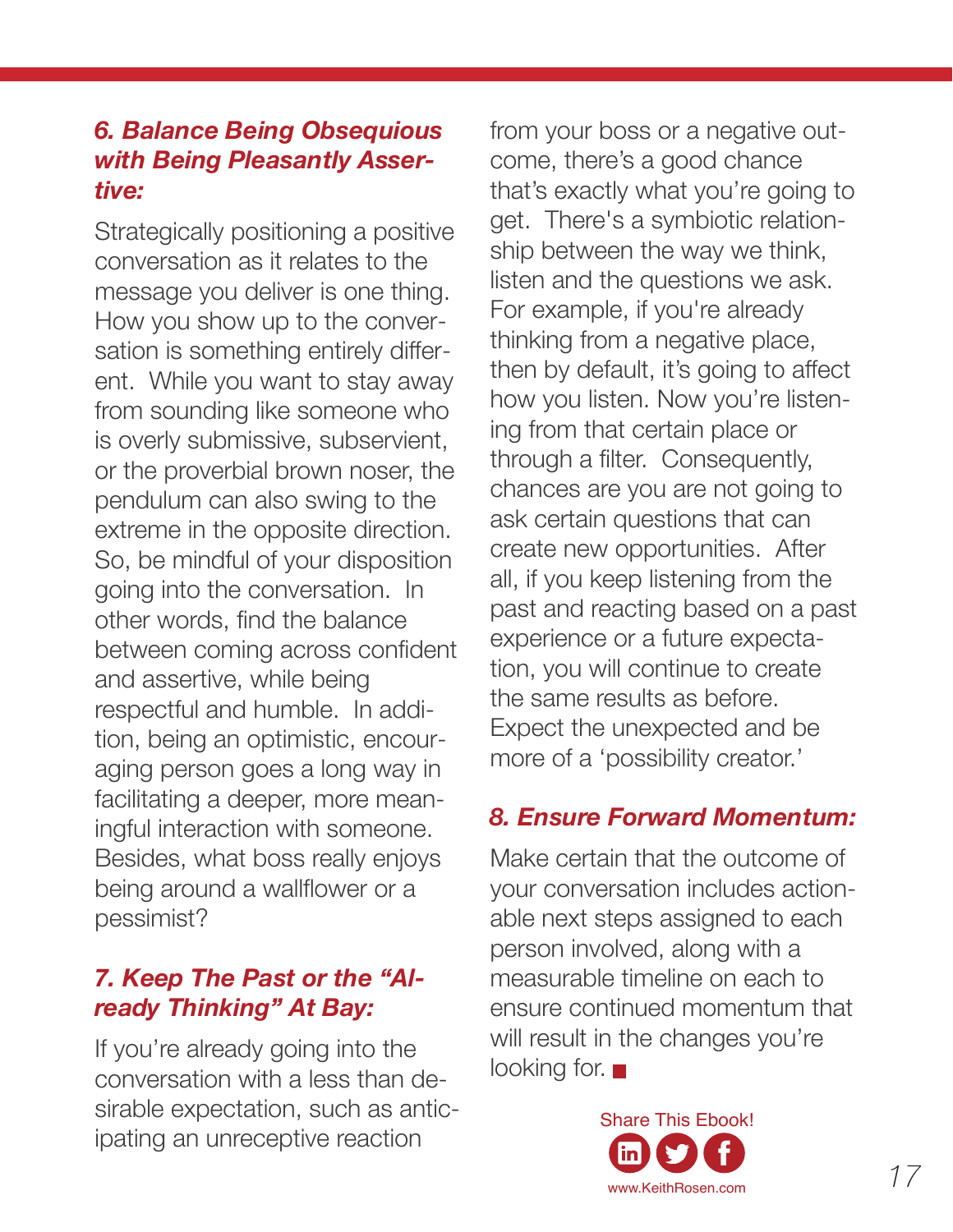### *6. Balance Being Obsequious with Being Pleasantly Assertive:*

Strategically positioning a positive conversation as it relates to the message you deliver is one thing. How you show up to the conversation is something entirely different. While you want to stay away from sounding like someone who is overly submissive, subservient, or the proverbial brown noser, the pendulum can also swing to the extreme in the opposite direction. So, be mindful of your disposition going into the conversation. In other words, find the balance between coming across confident and assertive, while being respectful and humble. In addition, being an optimistic, encouraging person goes a long way in facilitating a deeper, more meaningful interaction with someone. Besides, what boss really enjoys being around a wallflower or a pessimist?

### *7. Keep The Past or the "Already Thinking" At Bay:*

If you're already going into the conversation with a less than desirable expectation, such as anticipating an unreceptive reaction from your boss or a negative outcome, there's a good chance that's exactly what you're going to get. There's a symbiotic relationship between the way we think, listen and the questions we ask. For example, if you're already thinking from a negative place, then by default, it's going to affect how you listen. Now you're listening from that certain place or through a filter. Consequently, chances are you are not going to ask certain questions that can create new opportunities. After all, if you keep listening from the past and reacting based on a past experience or a future expectation, you will continue to create the same results as before. Expect the unexpected and be more of a 'possibility creator.'

### *8. Ensure Forward Momentum:*

Make certain that the outcome of your conversation includes actionable next steps assigned to each person involved, along with a measurable timeline on each to ensure continued momentum that will result in the changes you're looking for. ■

Share This Ebook!

www.KeithRosen.com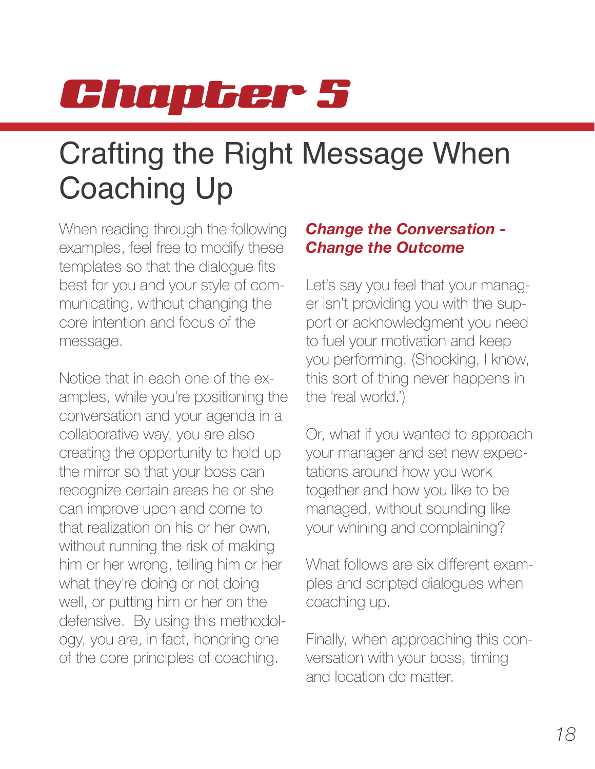# Chapter 5

## Crafting the Right Message When Coaching Up

When reading through the following examples, feel free to modify these templates so that the dialogue fits best for you and your style of communicating, without changing the core intention and focus of the message.

Notice that in each one of the examples, while you're positioning the conversation and your agenda in a collaborative way, you are also creating the opportunity to hold up the mirror so that your boss can recognize certain areas he or she can improve upon and come to that realization on his or her own, without running the risk of making him or her wrong, telling him or her what they're doing or not doing well, or putting him or her on the defensive. By using this methodology, you are, in fact, honoring one of the core principles of coaching.

### *Change the Conversation - Change the Outcome*

Let's say you feel that your manager isn't providing you with the support or acknowledgment you need to fuel your motivation and keep you performing. (Shocking, I know, this sort of thing never happens in the 'real world.')

Or, what if you wanted to approach your manager and set new expectations around how you work together and how you like to be managed, without sounding like your whining and complaining?

What follows are six different examples and scripted dialogues when coaching up.

Finally, when approaching this conversation with your boss, timing and location do matter.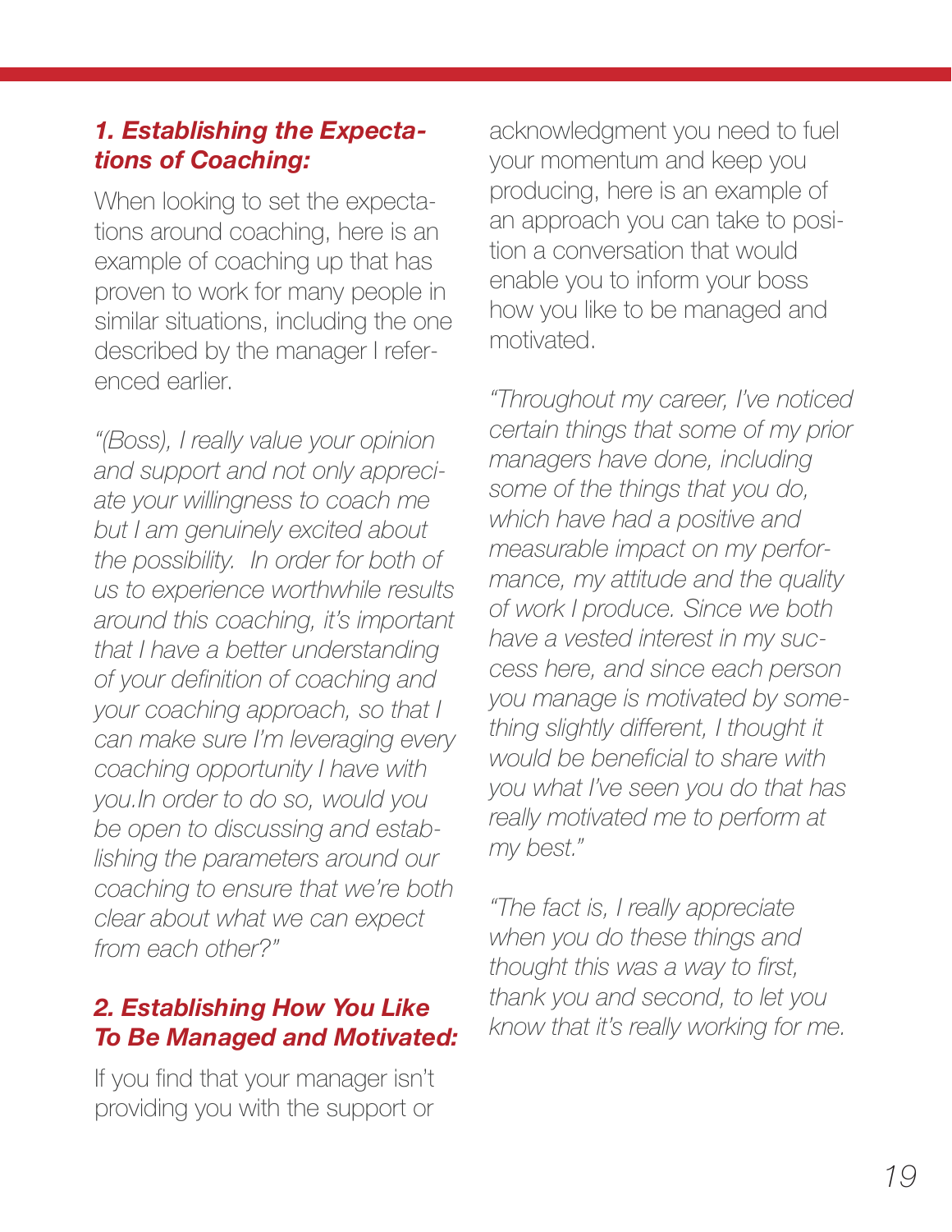### *1. Establishing the Expectations of Coaching:*

When looking to set the expectations around coaching, here is an example of coaching up that has proven to work for many people in similar situations, including the one described by the manager I referenced earlier.

*"(Boss), I really value your opinion and support and not only appreciate your willingness to coach me but I am genuinely excited about the possibility.  In order for both of us to experience worthwhile results around this coaching, it's important that I have a better understanding of your definition of coaching and your coaching approach, so that I can make sure I'm leveraging every coaching opportunity I have with you.In order to do so, would you be open to discussing and establishing the parameters around our coaching to ensure that we're both clear about what we can expect from each other?"*

### *2. Establishing How You Like To Be Managed and Motivated:*

If you find that your manager isn't providing you with the support or acknowledgment you need to fuel your momentum and keep you producing, here is an example of an approach you can take to position a conversation that would enable you to inform your boss how you like to be managed and motivated.

*"Throughout my career, I've noticed certain things that some of my prior managers have done, including some of the things that you do, which have had a positive and measurable impact on my performance, my attitude and the quality of work I produce. Since we both have a vested interest in my success here, and since each person you manage is motivated by something slightly different, I thought it would be beneficial to share with you what I've seen you do that has really motivated me to perform at my best."*

*"The fact is, I really appreciate when you do these things and thought this was a way to first, thank you and second, to let you know that it's really working for me.*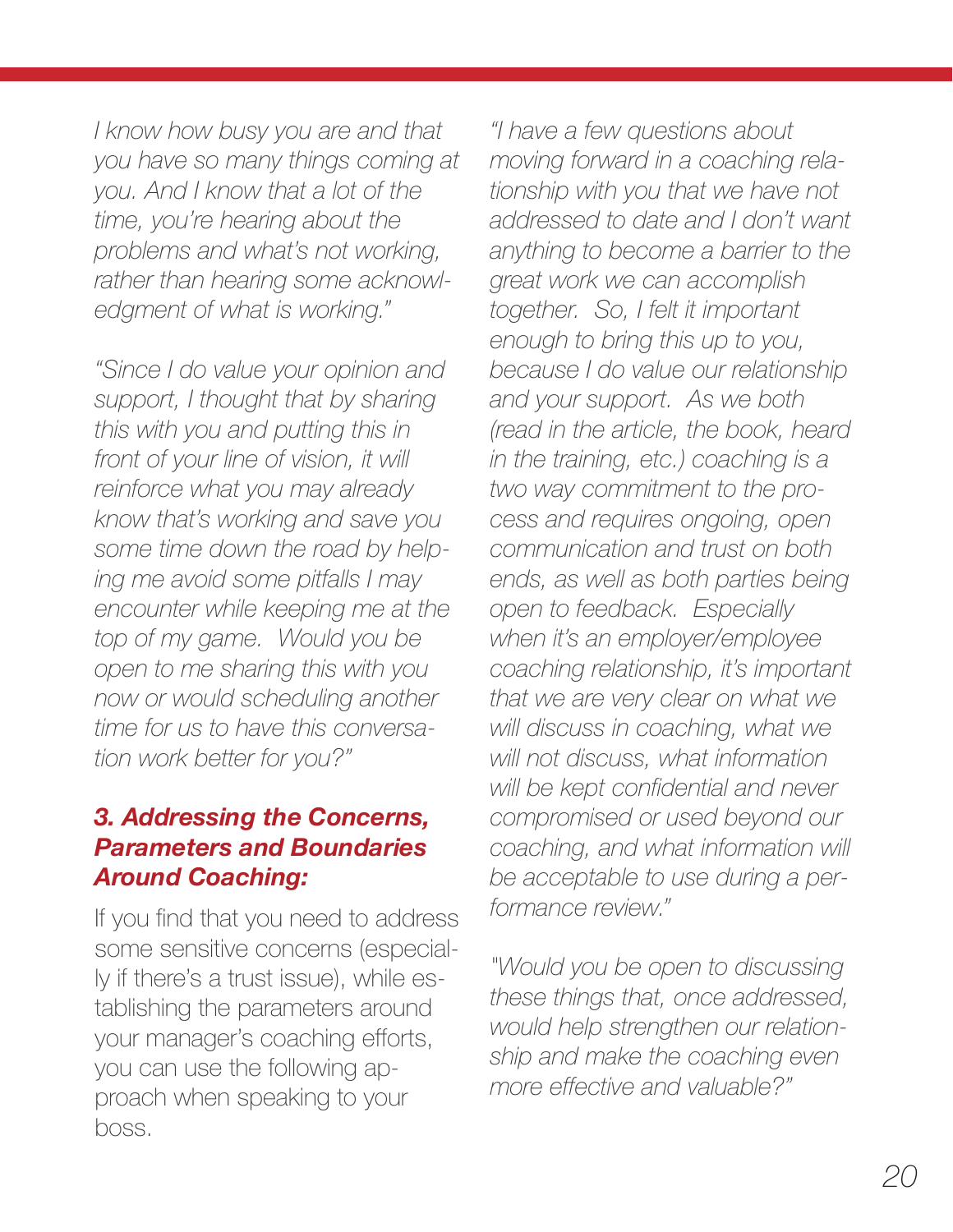*I know how busy you are and that you have so many things coming at you. And I know that a lot of the time, you're hearing about the problems and what's not working, rather than hearing some acknowledgment of what is working."*

*"Since I do value your opinion and support, I thought that by sharing this with you and putting this in front of your line of vision, it will reinforce what you may already know that's working and save you some time down the road by helping me avoid some pitfalls I may encounter while keeping me at the top of my game.  Would you be open to me sharing this with you now or would scheduling another time for us to have this conversation work better for you?"*

### *3. Addressing the Concerns, Parameters and Boundaries Around Coaching:*

If you find that you need to address some sensitive concerns (especially if there's a trust issue), while establishing the parameters around your manager's coaching efforts, you can use the following approach when speaking to your boss.

*"I have a few questions about moving forward in a coaching relationship with you that we have not addressed to date and I don't want anything to become a barrier to the great work we can accomplish together.  So, I felt it important enough to bring this up to you, because I do value our relationship and your support.  As we both (read in the article, the book, heard in the training, etc.) coaching is a two way commitment to the process and requires ongoing, open communication and trust on both ends, as well as both parties being open to feedback.  Especially when it's an employer/employee coaching relationship, it's important that we are very clear on what we will discuss in coaching, what we will not discuss, what information will be kept confidential and never compromised or used beyond our coaching, and what information will be acceptable to use during a performance review."*

*"Would you be open to discussing these things that, once addressed, would help strengthen our relationship and make the coaching even more effective and valuable?"*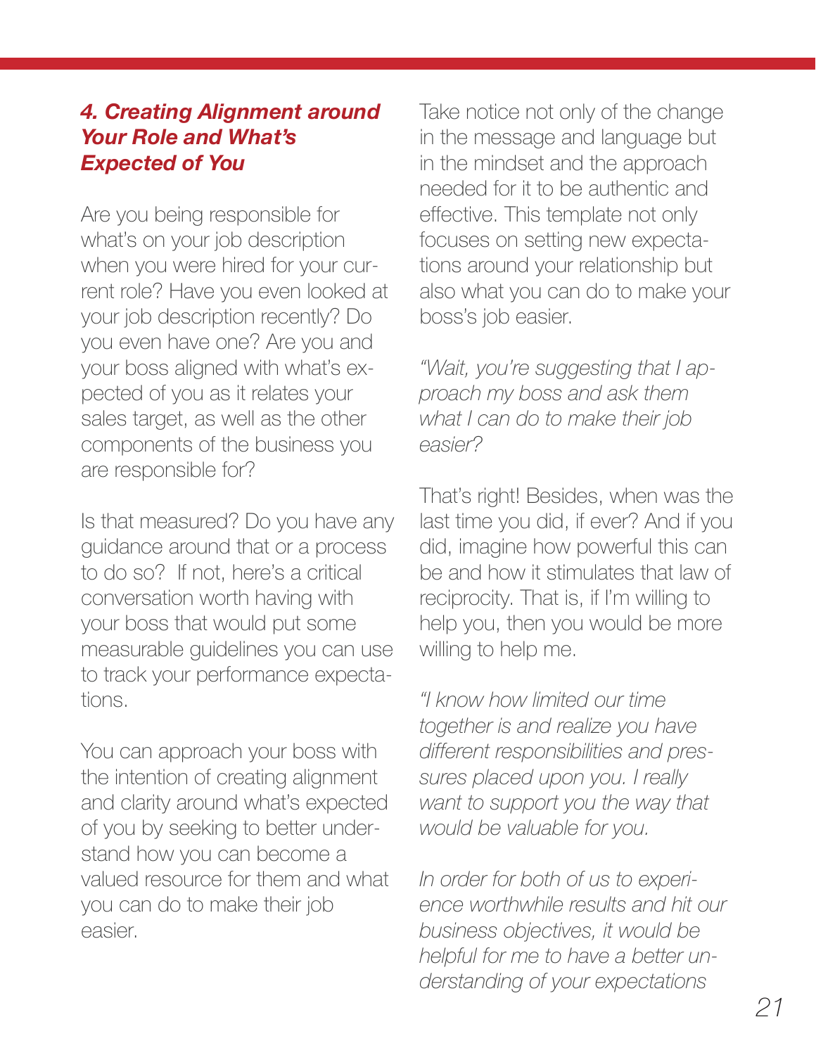### *4. Creating Alignment around Your Role and What's Expected of You*

Are you being responsible for what's on your job description when you were hired for your current role? Have you even looked at your job description recently? Do you even have one? Are you and your boss aligned with what's expected of you as it relates your sales target, as well as the other components of the business you are responsible for?

Is that measured? Do you have any guidance around that or a process to do so? If not, here's a critical conversation worth having with your boss that would put some measurable guidelines you can use to track your performance expectations.

You can approach your boss with the intention of creating alignment and clarity around what's expected of you by seeking to better understand how you can become a valued resource for them and what you can do to make their job easier.

Take notice not only of the change in the message and language but in the mindset and the approach needed for it to be authentic and effective. This template not only focuses on setting new expectations around your relationship but also what you can do to make your boss's job easier.

*"Wait, you're suggesting that I approach my boss and ask them what I can do to make their job easier?*

That's right! Besides, when was the last time you did, if ever? And if you did, imagine how powerful this can be and how it stimulates that law of reciprocity. That is, if I'm willing to help you, then you would be more willing to help me.

*"I know how limited our time together is and realize you have different responsibilities and pressures placed upon you. I really want to support you the way that would be valuable for you.*

*In order for both of us to experience worthwhile results and hit our business objectives, it would be helpful for me to have a better understanding of your expectations*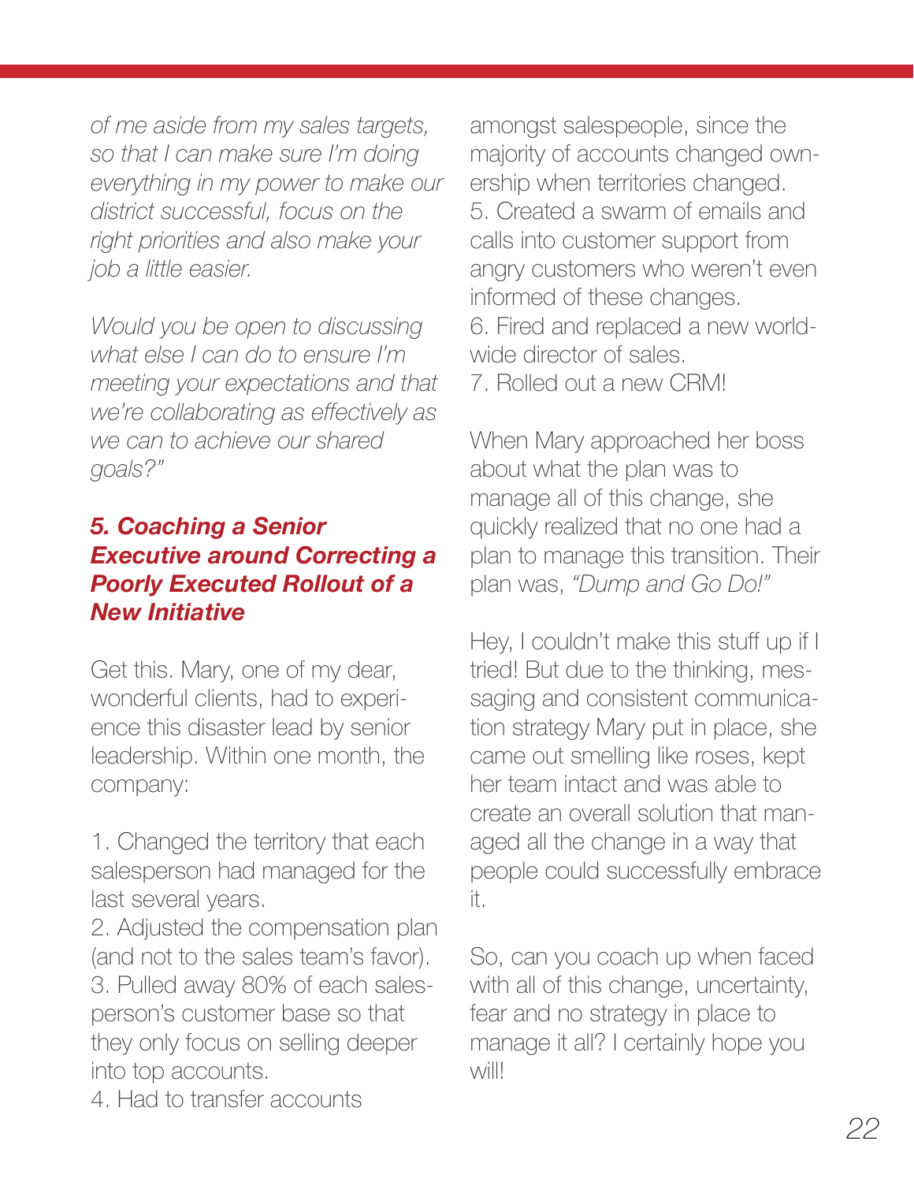*of me aside from my sales targets, so that I can make sure I'm doing everything in my power to make our district successful, focus on the right priorities and also make your job a little easier.*

*Would you be open to discussing what else I can do to ensure I'm meeting your expectations and that we're collaborating as effectively as we can to achieve our shared goals?"*

### 5. Coaching a Senior Executive around Correcting a Poorly Executed Rollout of a New Initiative

Get this. Mary, one of my dear, wonderful clients, had to experience this disaster lead by senior leadership. Within one month, the company:

1. Changed the territory that each salesperson had managed for the last several years.
2. Adjusted the compensation plan (and not to the sales team's favor).
3. Pulled away 80% of each salesperson's customer base so that they only focus on selling deeper into top accounts.
4. Had to transfer accounts amongst salespeople, since the majority of accounts changed ownership when territories changed.
5. Created a swarm of emails and calls into customer support from angry customers who weren't even informed of these changes.
6. Fired and replaced a new worldwide director of sales.
7. Rolled out a new CRM!

When Mary approached her boss about what the plan was to manage all of this change, she quickly realized that no one had a plan to manage this transition. Their plan was, *"Dump and Go Do!"*

Hey, I couldn't make this stuff up if I tried! But due to the thinking, messaging and consistent communication strategy Mary put in place, she came out smelling like roses, kept her team intact and was able to create an overall solution that managed all the change in a way that people could successfully embrace it.

So, can you coach up when faced with all of this change, uncertainty, fear and no strategy in place to manage it all? I certainly hope you will!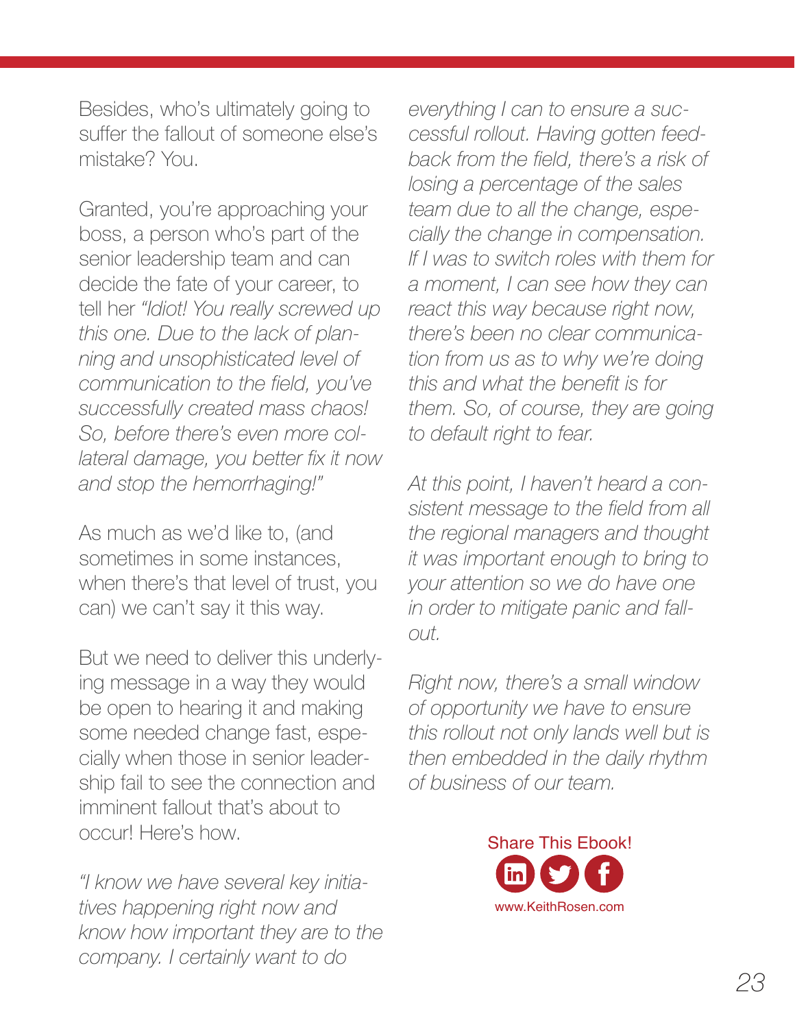Besides, who's ultimately going to suffer the fallout of someone else's mistake? You.

Granted, you're approaching your boss, a person who's part of the senior leadership team and can decide the fate of your career, to tell her *"Idiot! You really screwed up this one. Due to the lack of planning and unsophisticated level of communication to the field, you've successfully created mass chaos! So, before there's even more collateral damage, you better fix it now and stop the hemorrhaging!"*

As much as we'd like to, (and sometimes in some instances, when there's that level of trust, you can) we can't say it this way.

But we need to deliver this underlying message in a way they would be open to hearing it and making some needed change fast, especially when those in senior leadership fail to see the connection and imminent fallout that's about to occur! Here's how.

*"I know we have several key initiatives happening right now and know how important they are to the company. I certainly want to do everything I can to ensure a successful rollout. Having gotten feedback from the field, there's a risk of losing a percentage of the sales team due to all the change, especially the change in compensation. If I was to switch roles with them for a moment, I can see how they can react this way because right now, there's been no clear communication from us as to why we're doing this and what the benefit is for them. So, of course, they are going to default right to fear.*

*At this point, I haven't heard a consistent message to the field from all the regional managers and thought it was important enough to bring to your attention so we do have one in order to mitigate panic and fallout.*

*Right now, there's a small window of opportunity we have to ensure this rollout not only lands well but is then embedded in the daily rhythm of business of our team.*

Share This Ebook!

www.KeithRosen.com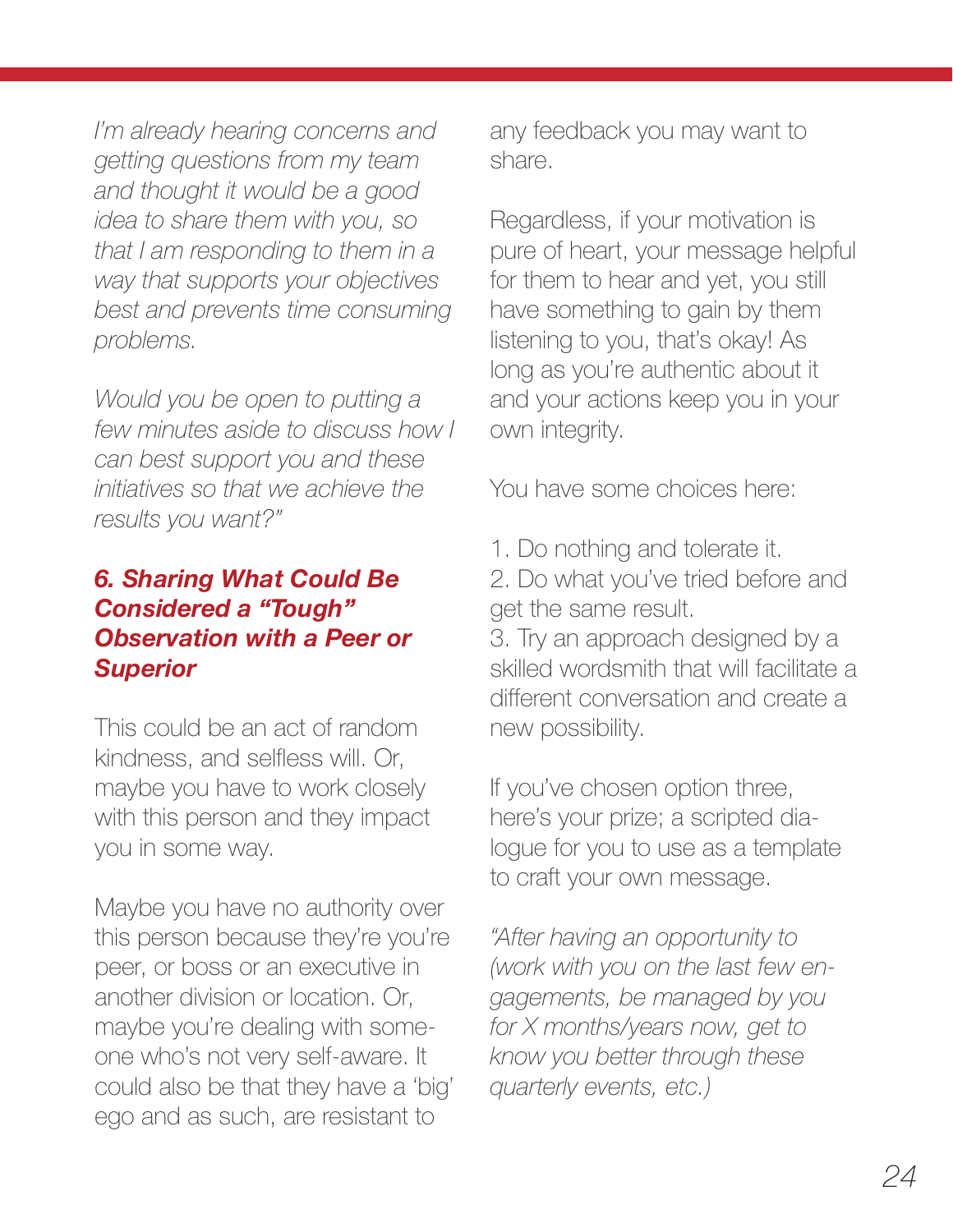*I'm already hearing concerns and getting questions from my team and thought it would be a good idea to share them with you, so that I am responding to them in a way that supports your objectives best and prevents time consuming problems.*

*Would you be open to putting a few minutes aside to discuss how I can best support you and these initiatives so that we achieve the results you want?"*

### *6. Sharing What Could Be Considered a "Tough" Observation with a Peer or Superior*

This could be an act of random kindness, and selfless will. Or, maybe you have to work closely with this person and they impact you in some way.

Maybe you have no authority over this person because they're you're peer, or boss or an executive in another division or location. Or, maybe you're dealing with someone who's not very self-aware. It could also be that they have a 'big' ego and as such, are resistant to any feedback you may want to share.

Regardless, if your motivation is pure of heart, your message helpful for them to hear and yet, you still have something to gain by them listening to you, that's okay! As long as you're authentic about it and your actions keep you in your own integrity.

You have some choices here:

1. Do nothing and tolerate it.
2. Do what you've tried before and get the same result.
3. Try an approach designed by a skilled wordsmith that will facilitate a different conversation and create a new possibility.

If you've chosen option three, here's your prize; a scripted dialogue for you to use as a template to craft your own message.

*"After having an opportunity to (work with you on the last few engagements, be managed by you for X months/years now, get to know you better through these quarterly events, etc.)*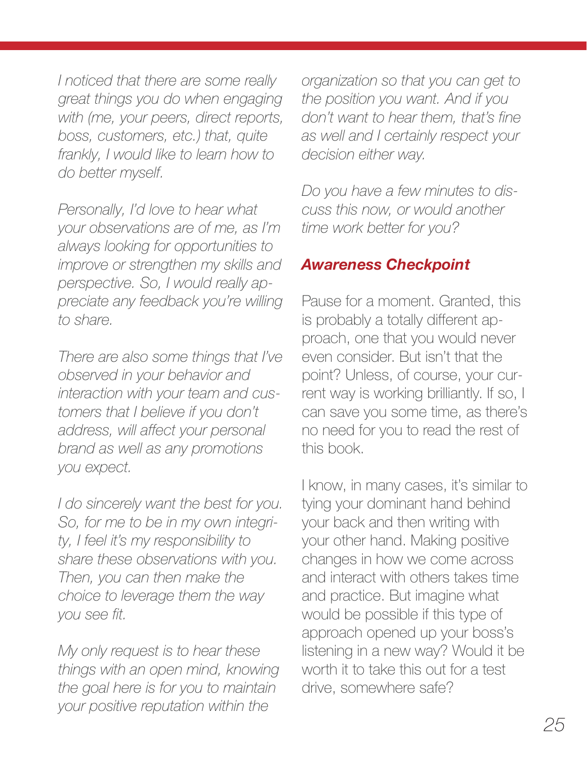*I noticed that there are some really great things you do when engaging with (me, your peers, direct reports, boss, customers, etc.) that, quite frankly, I would like to learn how to do better myself.*

*Personally, I'd love to hear what your observations are of me, as I'm always looking for opportunities to improve or strengthen my skills and perspective. So, I would really appreciate any feedback you're willing to share.*

*There are also some things that I've observed in your behavior and interaction with your team and customers that I believe if you don't address, will affect your personal brand as well as any promotions you expect.*

*I do sincerely want the best for you. So, for me to be in my own integrity, I feel it's my responsibility to share these observations with you. Then, you can then make the choice to leverage them the way you see fit.*

*My only request is to hear these things with an open mind, knowing the goal here is for you to maintain your positive reputation within the organization so that you can get to the position you want. And if you don't want to hear them, that's fine as well and I certainly respect your decision either way.*

*Do you have a few minutes to discuss this now, or would another time work better for you?*

### *Awareness Checkpoint*

Pause for a moment. Granted, this is probably a totally different approach, one that you would never even consider. But isn't that the point? Unless, of course, your current way is working brilliantly. If so, I can save you some time, as there's no need for you to read the rest of this book.

I know, in many cases, it's similar to tying your dominant hand behind your back and then writing with your other hand. Making positive changes in how we come across and interact with others takes time and practice. But imagine what would be possible if this type of approach opened up your boss's listening in a new way? Would it be worth it to take this out for a test drive, somewhere safe?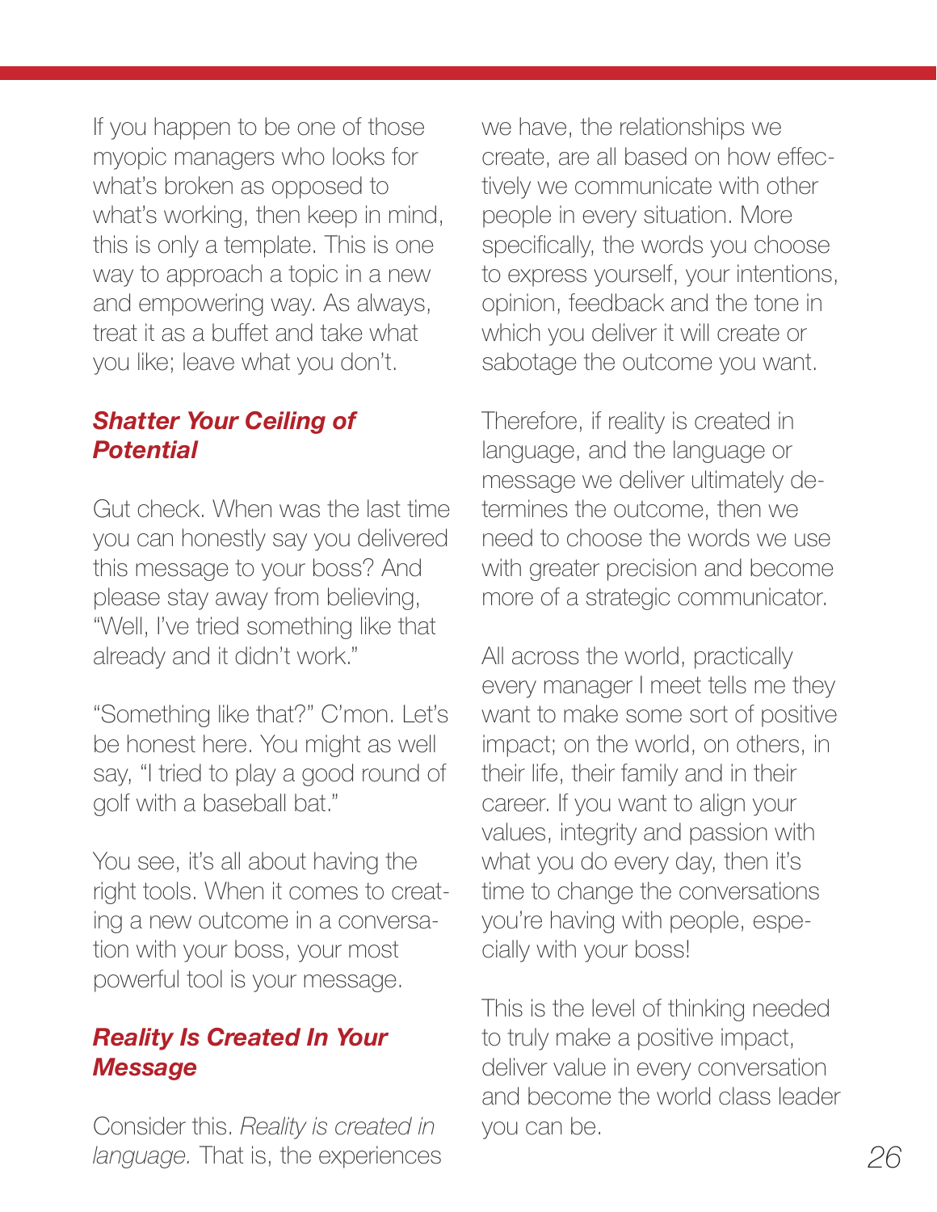If you happen to be one of those myopic managers who looks for what's broken as opposed to what's working, then keep in mind, this is only a template. This is one way to approach a topic in a new and empowering way. As always, treat it as a buffet and take what you like; leave what you don't.

### ***Shatter Your Ceiling of Potential***

Gut check. When was the last time you can honestly say you delivered this message to your boss? And please stay away from believing, "Well, I've tried something like that already and it didn't work."

"Something like that?" C'mon. Let's be honest here. You might as well say, "I tried to play a good round of golf with a baseball bat."

You see, it's all about having the right tools. When it comes to creating a new outcome in a conversation with your boss, your most powerful tool is your message.

### ***Reality Is Created In Your Message***

Consider this. *Reality is created in language.* That is, the experiences we have, the relationships we create, are all based on how effectively we communicate with other people in every situation. More specifically, the words you choose to express yourself, your intentions, opinion, feedback and the tone in which you deliver it will create or sabotage the outcome you want.

Therefore, if reality is created in language, and the language or message we deliver ultimately determines the outcome, then we need to choose the words we use with greater precision and become more of a strategic communicator.

All across the world, practically every manager I meet tells me they want to make some sort of positive impact; on the world, on others, in their life, their family and in their career. If you want to align your values, integrity and passion with what you do every day, then it's time to change the conversations you're having with people, especially with your boss!

This is the level of thinking needed to truly make a positive impact, deliver value in every conversation and become the world class leader you can be.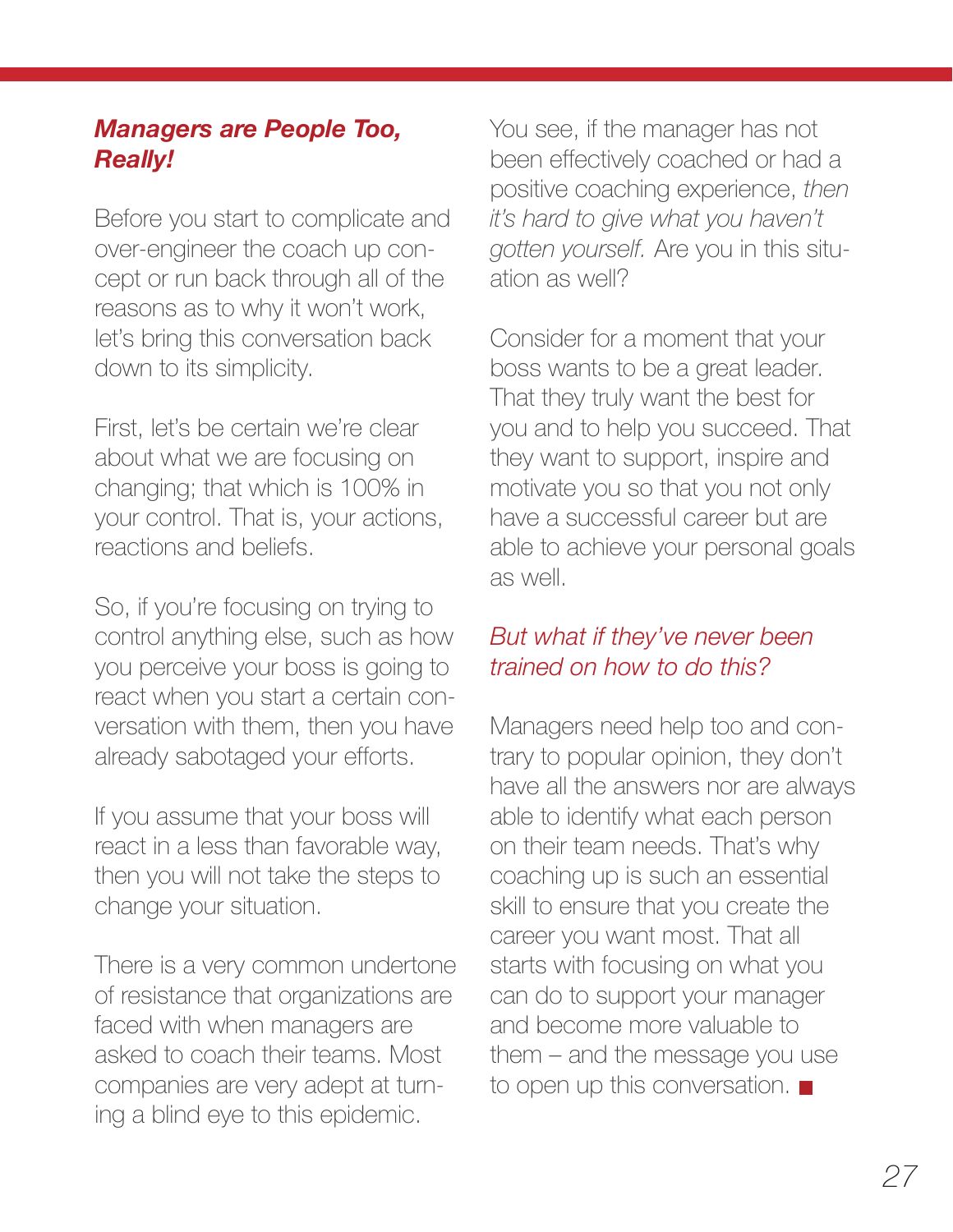## ***Managers are People Too, Really!***

Before you start to complicate and over-engineer the coach up concept or run back through all of the reasons as to why it won't work, let's bring this conversation back down to its simplicity.

First, let's be certain we're clear about what we are focusing on changing; that which is 100% in your control. That is, your actions, reactions and beliefs.

So, if you're focusing on trying to control anything else, such as how you perceive your boss is going to react when you start a certain conversation with them, then you have already sabotaged your efforts.

If you assume that your boss will react in a less than favorable way, then you will not take the steps to change your situation.

There is a very common undertone of resistance that organizations are faced with when managers are asked to coach their teams. Most companies are very adept at turning a blind eye to this epidemic.

You see, if the manager has not been effectively coached or had a positive coaching experience, *then it's hard to give what you haven't gotten yourself.* Are you in this situation as well?

Consider for a moment that your boss wants to be a great leader. That they truly want the best for you and to help you succeed. That they want to support, inspire and motivate you so that you not only have a successful career but are able to achieve your personal goals as well.

*But what if they've never been trained on how to do this?*

Managers need help too and contrary to popular opinion, they don't have all the answers nor are always able to identify what each person on their team needs. That's why coaching up is such an essential skill to ensure that you create the career you want most. That all starts with focusing on what you can do to support your manager and become more valuable to them – and the message you use to open up this conversation. ■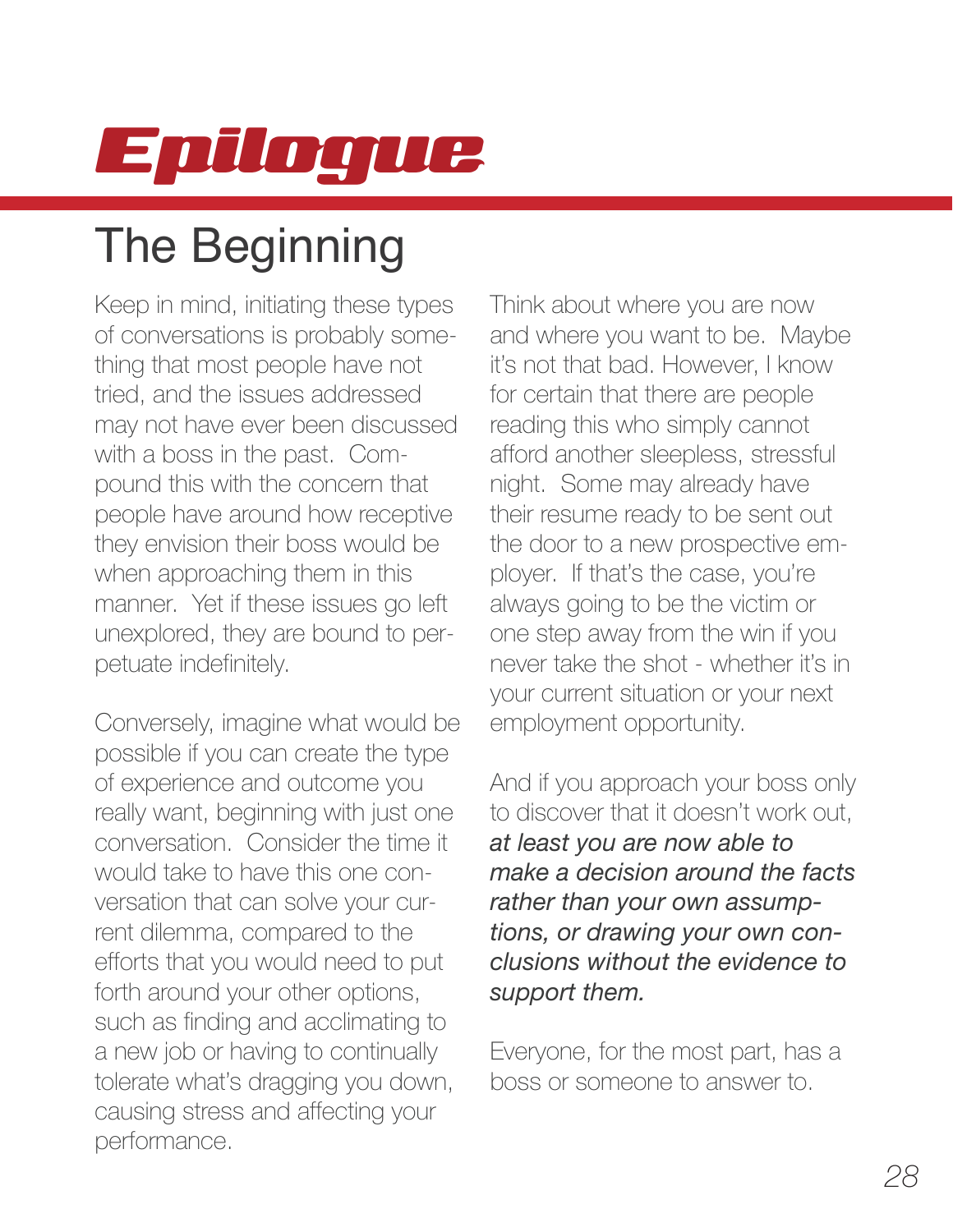# Epilogue

## The Beginning

Keep in mind, initiating these types of conversations is probably something that most people have not tried, and the issues addressed may not have ever been discussed with a boss in the past. Compound this with the concern that people have around how receptive they envision their boss would be when approaching them in this manner. Yet if these issues go left unexplored, they are bound to perpetuate indefinitely.

Conversely, imagine what would be possible if you can create the type of experience and outcome you really want, beginning with just one conversation. Consider the time it would take to have this one conversation that can solve your current dilemma, compared to the efforts that you would need to put forth around your other options, such as finding and acclimating to a new job or having to continually tolerate what's dragging you down, causing stress and affecting your performance.

Think about where you are now and where you want to be. Maybe it's not that bad. However, I know for certain that there are people reading this who simply cannot afford another sleepless, stressful night. Some may already have their resume ready to be sent out the door to a new prospective employer. If that's the case, you're always going to be the victim or one step away from the win if you never take the shot - whether it's in your current situation or your next employment opportunity.

And if you approach your boss only to discover that it doesn't work out, *at least you are now able to make a decision around the facts rather than your own assumptions, or drawing your own conclusions without the evidence to support them.*

Everyone, for the most part, has a boss or someone to answer to.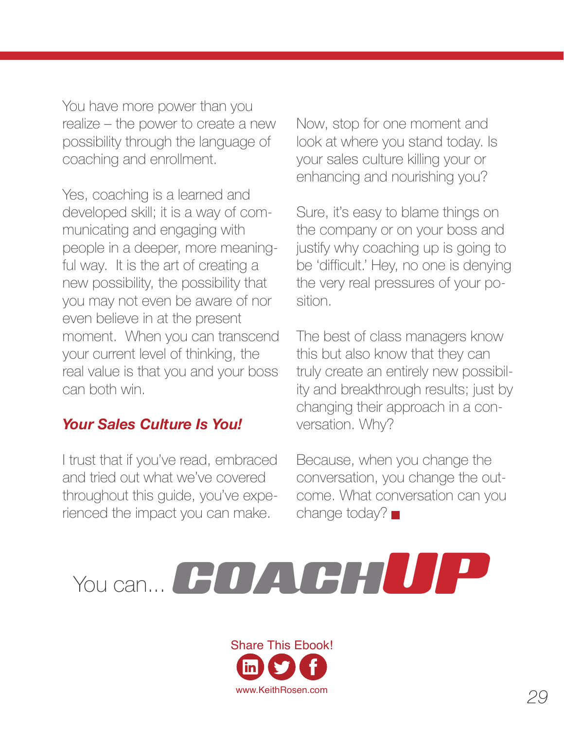You have more power than you realize – the power to create a new possibility through the language of coaching and enrollment.

Yes, coaching is a learned and developed skill; it is a way of communicating and engaging with people in a deeper, more meaningful way. It is the art of creating a new possibility, the possibility that you may not even be aware of nor even believe in at the present moment. When you can transcend your current level of thinking, the real value is that you and your boss can both win.

## ***Your Sales Culture Is You!***

I trust that if you've read, embraced and tried out what we've covered throughout this guide, you've experienced the impact you can make.

Now, stop for one moment and look at where you stand today. Is your sales culture killing your or enhancing and nourishing you?

Sure, it's easy to blame things on the company or on your boss and justify why coaching up is going to be 'difficult.' Hey, no one is denying the very real pressures of your position.

The best of class managers know this but also know that they can truly create an entirely new possibility and breakthrough results; just by changing their approach in a conversation. Why?

Because, when you change the conversation, you change the outcome. What conversation can you change today? ■

You can... COACHUP

Share This Ebook!

www.KeithRosen.com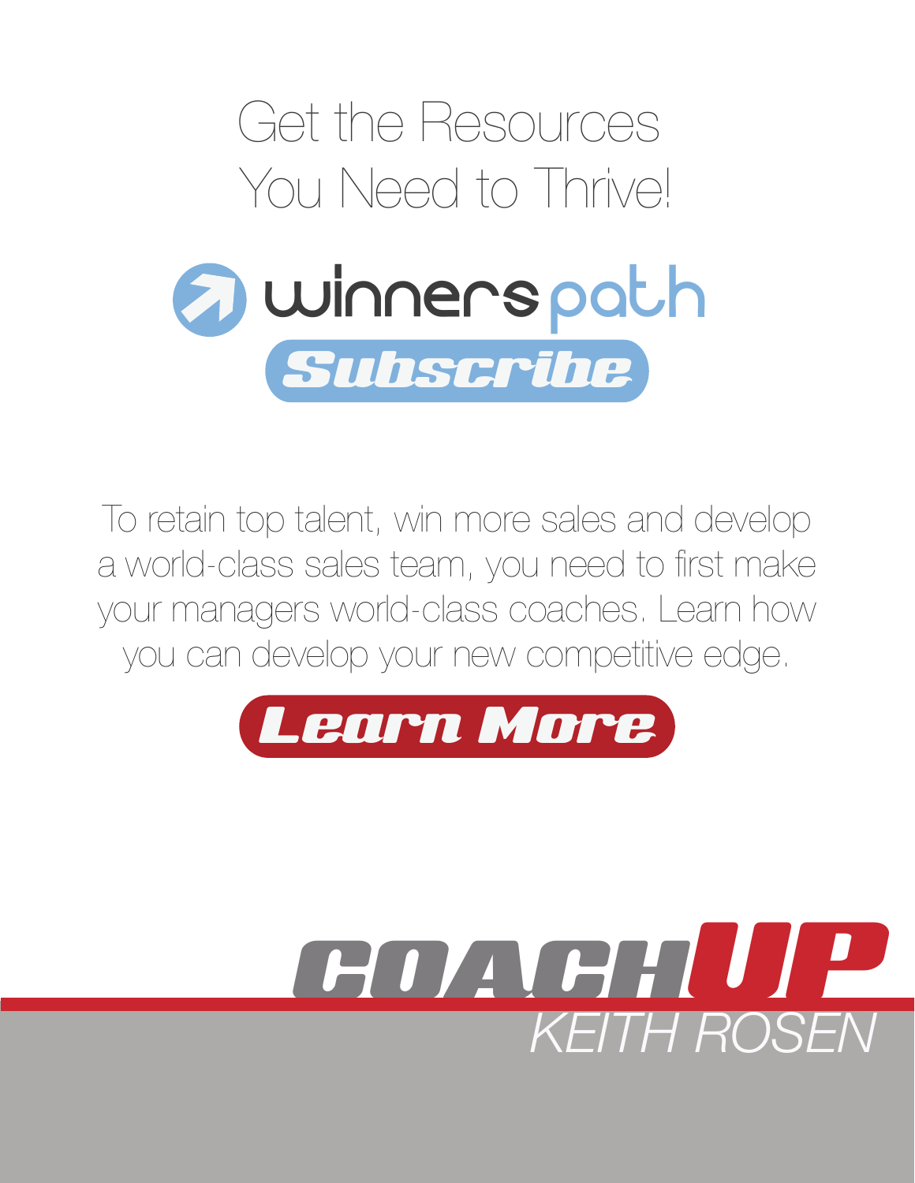# Get the Resources You Need to Thrive!

winners path

**Subscribe**

To retain top talent, win more sales and develop a world-class sales team, you need to first make your managers world-class coaches. Learn how you can develop your new competitive edge.

**Learn More**

COACH UP

*KEITH ROSEN*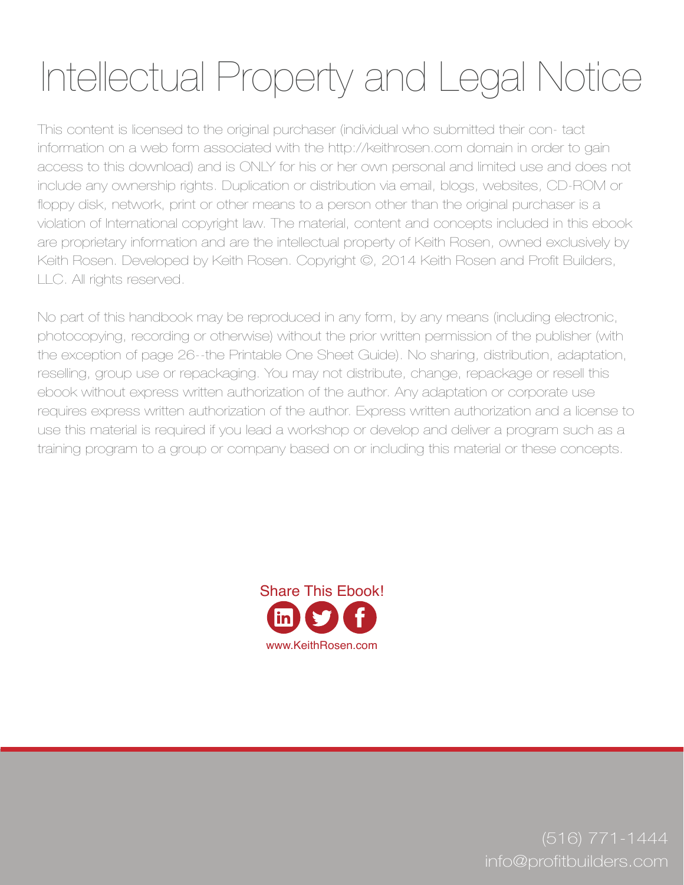# Intellectual Property and Legal Notice

This content is licensed to the original purchaser (individual who submitted their con- tact information on a web form associated with the http://keithrosen.com domain in order to gain access to this download) and is ONLY for his or her own personal and limited use and does not include any ownership rights. Duplication or distribution via email, blogs, websites, CD-ROM or floppy disk, network, print or other means to a person other than the original purchaser is a violation of International copyright law. The material, content and concepts included in this ebook are proprietary information and are the intellectual property of Keith Rosen, owned exclusively by Keith Rosen. Developed by Keith Rosen. Copyright ©, 2014 Keith Rosen and Profit Builders, LLC. All rights reserved.

No part of this handbook may be reproduced in any form, by any means (including electronic, photocopying, recording or otherwise) without the prior written permission of the publisher (with the exception of page 26--the Printable One Sheet Guide). No sharing, distribution, adaptation, reselling, group use or repackaging. You may not distribute, change, repackage or resell this ebook without express written authorization of the author. Any adaptation or corporate use requires express written authorization of the author. Express written authorization and a license to use this material is required if you lead a workshop or develop and deliver a program such as a training program to a group or company based on or including this material or these concepts.

Share This Ebook!

www.KeithRosen.com

(516) 771-1444

info@profitbuilders.com